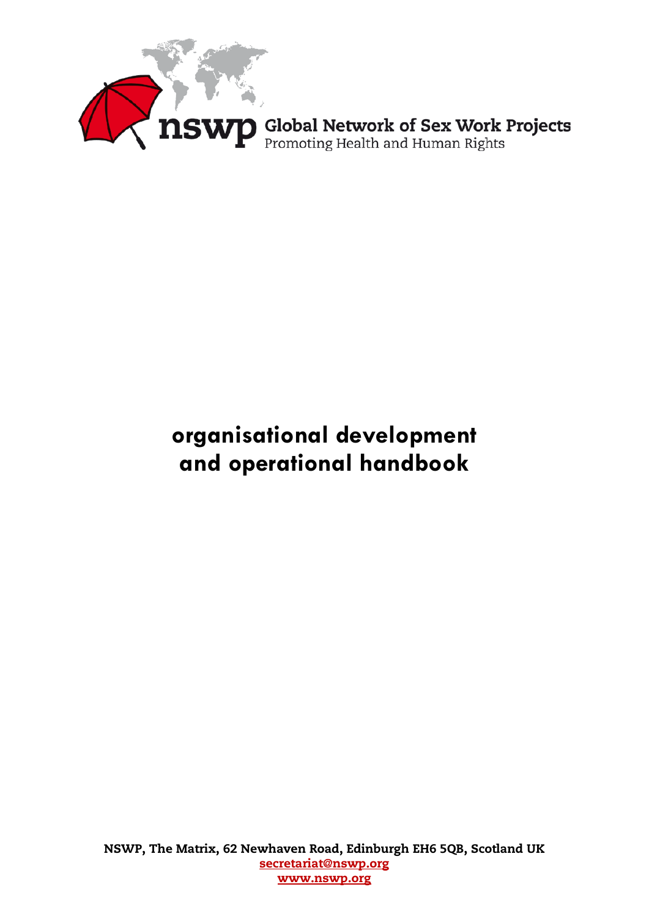nswp Global Network of Sex Work Projects
Promoting Health and Human Rights

# organisational development and operational handbook

NSWP, The Matrix, 62 Newhaven Road, Edinburgh EH6 5QB, Scotland UK
secretariat@nswp.org
www.nswp.org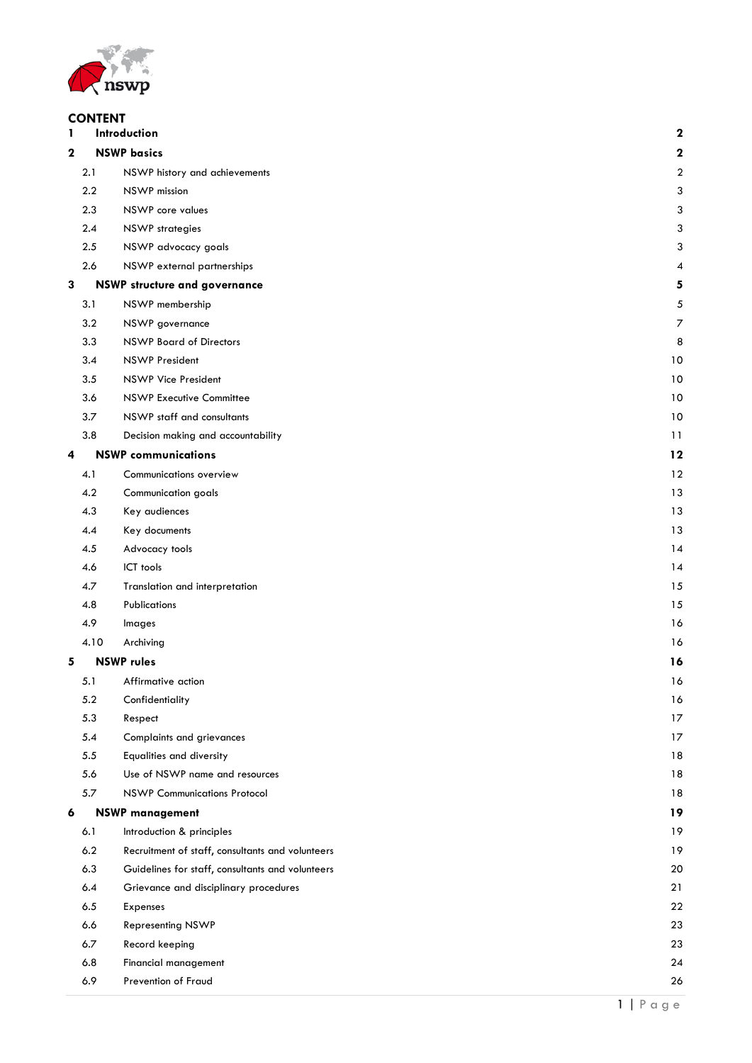# CONTENT

| | | |
|---|---|---|
| **1** | **Introduction** | **2** |
| **2** | **NSWP basics** | **2** |
| 2.1 | NSWP history and achievements | 2 |
| 2.2 | NSWP mission | 3 |
| 2.3 | NSWP core values | 3 |
| 2.4 | NSWP strategies | 3 |
| 2.5 | NSWP advocacy goals | 3 |
| 2.6 | NSWP external partnerships | 4 |
| **3** | **NSWP structure and governance** | **5** |
| 3.1 | NSWP membership | 5 |
| 3.2 | NSWP governance | 7 |
| 3.3 | NSWP Board of Directors | 8 |
| 3.4 | NSWP President | 10 |
| 3.5 | NSWP Vice President | 10 |
| 3.6 | NSWP Executive Committee | 10 |
| 3.7 | NSWP staff and consultants | 10 |
| 3.8 | Decision making and accountability | 11 |
| **4** | **NSWP communications** | **12** |
| 4.1 | Communications overview | 12 |
| 4.2 | Communication goals | 13 |
| 4.3 | Key audiences | 13 |
| 4.4 | Key documents | 13 |
| 4.5 | Advocacy tools | 14 |
| 4.6 | ICT tools | 14 |
| 4.7 | Translation and interpretation | 15 |
| 4.8 | Publications | 15 |
| 4.9 | Images | 16 |
| 4.10 | Archiving | 16 |
| **5** | **NSWP rules** | **16** |
| 5.1 | Affirmative action | 16 |
| 5.2 | Confidentiality | 16 |
| 5.3 | Respect | 17 |
| 5.4 | Complaints and grievances | 17 |
| 5.5 | Equalities and diversity | 18 |
| 5.6 | Use of NSWP name and resources | 18 |
| 5.7 | NSWP Communications Protocol | 18 |
| **6** | **NSWP management** | **19** |
| 6.1 | Introduction & principles | 19 |
| 6.2 | Recruitment of staff, consultants and volunteers | 19 |
| 6.3 | Guidelines for staff, consultants and volunteers | 20 |
| 6.4 | Grievance and disciplinary procedures | 21 |
| 6.5 | Expenses | 22 |
| 6.6 | Representing NSWP | 23 |
| 6.7 | Record keeping | 23 |
| 6.8 | Financial management | 24 |
| 6.9 | Prevention of Fraud | 26 |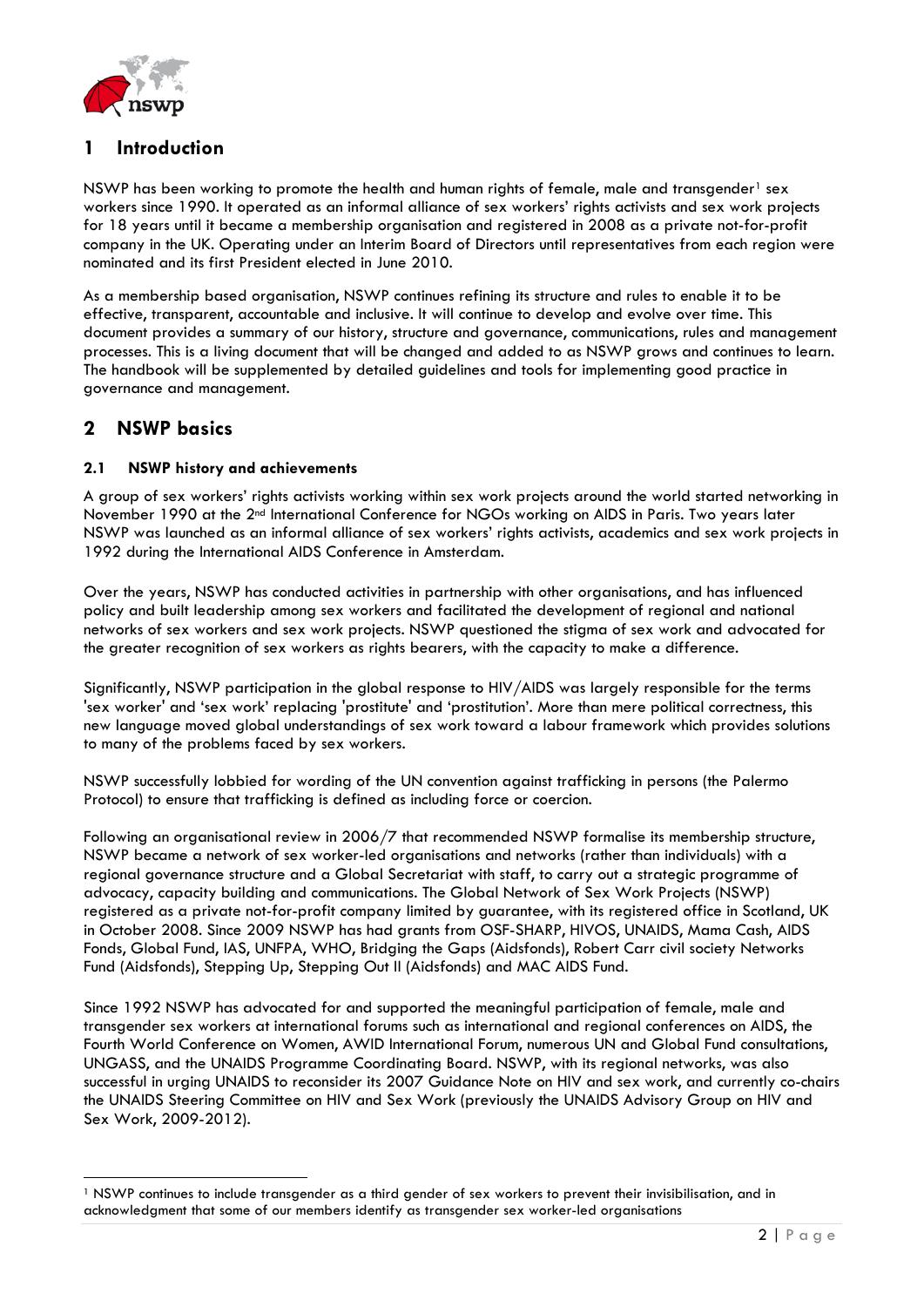# 1 Introduction

NSWP has been working to promote the health and human rights of female, male and transgender[1] sex workers since 1990. It operated as an informal alliance of sex workers' rights activists and sex work projects for 18 years until it became a membership organisation and registered in 2008 as a private not-for-profit company in the UK. Operating under an Interim Board of Directors until representatives from each region were nominated and its first President elected in June 2010.

As a membership based organisation, NSWP continues refining its structure and rules to enable it to be effective, transparent, accountable and inclusive. It will continue to develop and evolve over time. This document provides a summary of our history, structure and governance, communications, rules and management processes. This is a living document that will be changed and added to as NSWP grows and continues to learn. The handbook will be supplemented by detailed guidelines and tools for implementing good practice in governance and management.

# 2 NSWP basics

### 2.1 NSWP history and achievements

A group of sex workers' rights activists working within sex work projects around the world started networking in November 1990 at the 2nd International Conference for NGOs working on AIDS in Paris. Two years later NSWP was launched as an informal alliance of sex workers' rights activists, academics and sex work projects in 1992 during the International AIDS Conference in Amsterdam.

Over the years, NSWP has conducted activities in partnership with other organisations, and has influenced policy and built leadership among sex workers and facilitated the development of regional and national networks of sex workers and sex work projects. NSWP questioned the stigma of sex work and advocated for the greater recognition of sex workers as rights bearers, with the capacity to make a difference.

Significantly, NSWP participation in the global response to HIV/AIDS was largely responsible for the terms 'sex worker' and 'sex work' replacing 'prostitute' and 'prostitution'. More than mere political correctness, this new language moved global understandings of sex work toward a labour framework which provides solutions to many of the problems faced by sex workers.

NSWP successfully lobbied for wording of the UN convention against trafficking in persons (the Palermo Protocol) to ensure that trafficking is defined as including force or coercion.

Following an organisational review in 2006/7 that recommended NSWP formalise its membership structure, NSWP became a network of sex worker-led organisations and networks (rather than individuals) with a regional governance structure and a Global Secretariat with staff, to carry out a strategic programme of advocacy, capacity building and communications. The Global Network of Sex Work Projects (NSWP) registered as a private not-for-profit company limited by guarantee, with its registered office in Scotland, UK in October 2008. Since 2009 NSWP has had grants from OSF-SHARP, HIVOS, UNAIDS, Mama Cash, AIDS Fonds, Global Fund, IAS, UNFPA, WHO, Bridging the Gaps (Aidsfonds), Robert Carr civil society Networks Fund (Aidsfonds), Stepping Up, Stepping Out II (Aidsfonds) and MAC AIDS Fund.

Since 1992 NSWP has advocated for and supported the meaningful participation of female, male and transgender sex workers at international forums such as international and regional conferences on AIDS, the Fourth World Conference on Women, AWID International Forum, numerous UN and Global Fund consultations, UNGASS, and the UNAIDS Programme Coordinating Board. NSWP, with its regional networks, was also successful in urging UNAIDS to reconsider its 2007 Guidance Note on HIV and sex work, and currently co-chairs the UNAIDS Steering Committee on HIV and Sex Work (previously the UNAIDS Advisory Group on HIV and Sex Work, 2009-2012).

[1] NSWP continues to include transgender as a third gender of sex workers to prevent their invisibilisation, and in acknowledgment that some of our members identify as transgender sex worker-led organisations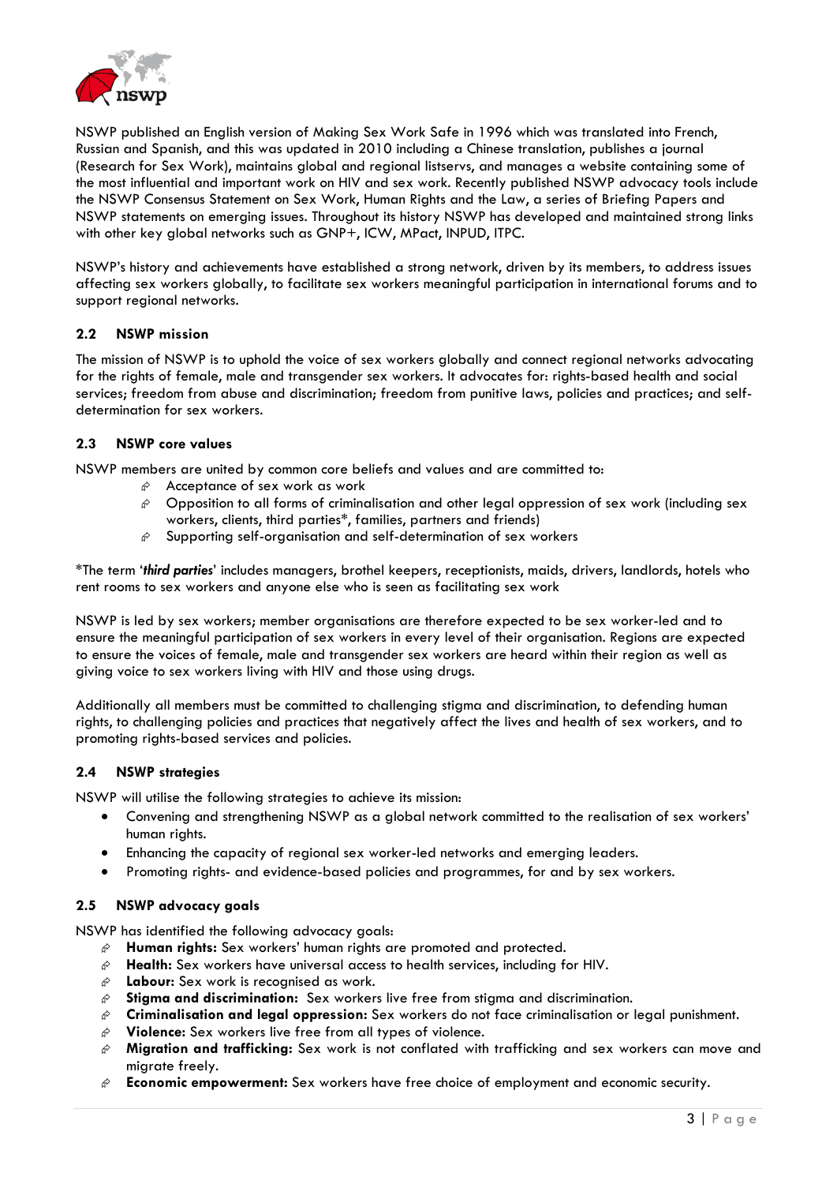NSWP published an English version of Making Sex Work Safe in 1996 which was translated into French, Russian and Spanish, and this was updated in 2010 including a Chinese translation, publishes a journal (Research for Sex Work), maintains global and regional listservs, and manages a website containing some of the most influential and important work on HIV and sex work. Recently published NSWP advocacy tools include the NSWP Consensus Statement on Sex Work, Human Rights and the Law, a series of Briefing Papers and NSWP statements on emerging issues. Throughout its history NSWP has developed and maintained strong links with other key global networks such as GNP+, ICW, MPact, INPUD, ITPC.

NSWP's history and achievements have established a strong network, driven by its members, to address issues affecting sex workers globally, to facilitate sex workers meaningful participation in international forums and to support regional networks.

### 2.2 NSWP mission

The mission of NSWP is to uphold the voice of sex workers globally and connect regional networks advocating for the rights of female, male and transgender sex workers. It advocates for: rights-based health and social services; freedom from abuse and discrimination; freedom from punitive laws, policies and practices; and self-determination for sex workers.

### 2.3 NSWP core values

NSWP members are united by common core beliefs and values and are committed to:

- Acceptance of sex work as work
- Opposition to all forms of criminalisation and other legal oppression of sex work (including sex workers, clients, third parties*, families, partners and friends)
- Supporting self-organisation and self-determination of sex workers

*The term '***third parties***' includes managers, brothel keepers, receptionists, maids, drivers, landlords, hotels who rent rooms to sex workers and anyone else who is seen as facilitating sex work

NSWP is led by sex workers; member organisations are therefore expected to be sex worker-led and to ensure the meaningful participation of sex workers in every level of their organisation. Regions are expected to ensure the voices of female, male and transgender sex workers are heard within their region as well as giving voice to sex workers living with HIV and those using drugs.

Additionally all members must be committed to challenging stigma and discrimination, to defending human rights, to challenging policies and practices that negatively affect the lives and health of sex workers, and to promoting rights-based services and policies.

### 2.4 NSWP strategies

NSWP will utilise the following strategies to achieve its mission:

- Convening and strengthening NSWP as a global network committed to the realisation of sex workers' human rights.
- Enhancing the capacity of regional sex worker-led networks and emerging leaders.
- Promoting rights- and evidence-based policies and programmes, for and by sex workers.

### 2.5 NSWP advocacy goals

NSWP has identified the following advocacy goals:

- **Human rights:** Sex workers' human rights are promoted and protected.
- **Health:** Sex workers have universal access to health services, including for HIV.
- **Labour:** Sex work is recognised as work.
- **Stigma and discrimination:** Sex workers live free from stigma and discrimination.
- **Criminalisation and legal oppression:** Sex workers do not face criminalisation or legal punishment.
- **Violence:** Sex workers live free from all types of violence.
- **Migration and trafficking:** Sex work is not conflated with trafficking and sex workers can move and migrate freely.
- **Economic empowerment:** Sex workers have free choice of employment and economic security.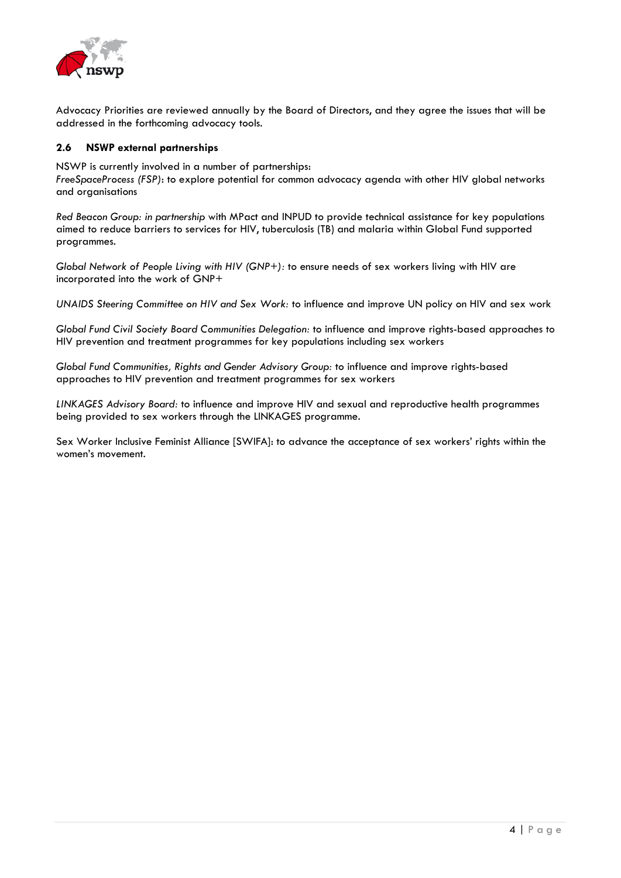Advocacy Priorities are reviewed annually by the Board of Directors, and they agree the issues that will be addressed in the forthcoming advocacy tools.

### 2.6 NSWP external partnerships

NSWP is currently involved in a number of partnerships:
*FreeSpaceProcess (FSP)*: to explore potential for common advocacy agenda with other HIV global networks and organisations

*Red Beacon Group: in partnership* with MPact and INPUD to provide technical assistance for key populations aimed to reduce barriers to services for HIV, tuberculosis (TB) and malaria within Global Fund supported programmes.

*Global Network of People Living with HIV (GNP+):* to ensure needs of sex workers living with HIV are incorporated into the work of GNP+

*UNAIDS Steering Committee on HIV and Sex Work:* to influence and improve UN policy on HIV and sex work

*Global Fund Civil Society Board Communities Delegation:* to influence and improve rights-based approaches to HIV prevention and treatment programmes for key populations including sex workers

*Global Fund Communities, Rights and Gender Advisory Group:* to influence and improve rights-based approaches to HIV prevention and treatment programmes for sex workers

*LINKAGES Advisory Board:* to influence and improve HIV and sexual and reproductive health programmes being provided to sex workers through the LINKAGES programme.

Sex Worker Inclusive Feminist Alliance [SWIFA]: to advance the acceptance of sex workers' rights within the women's movement.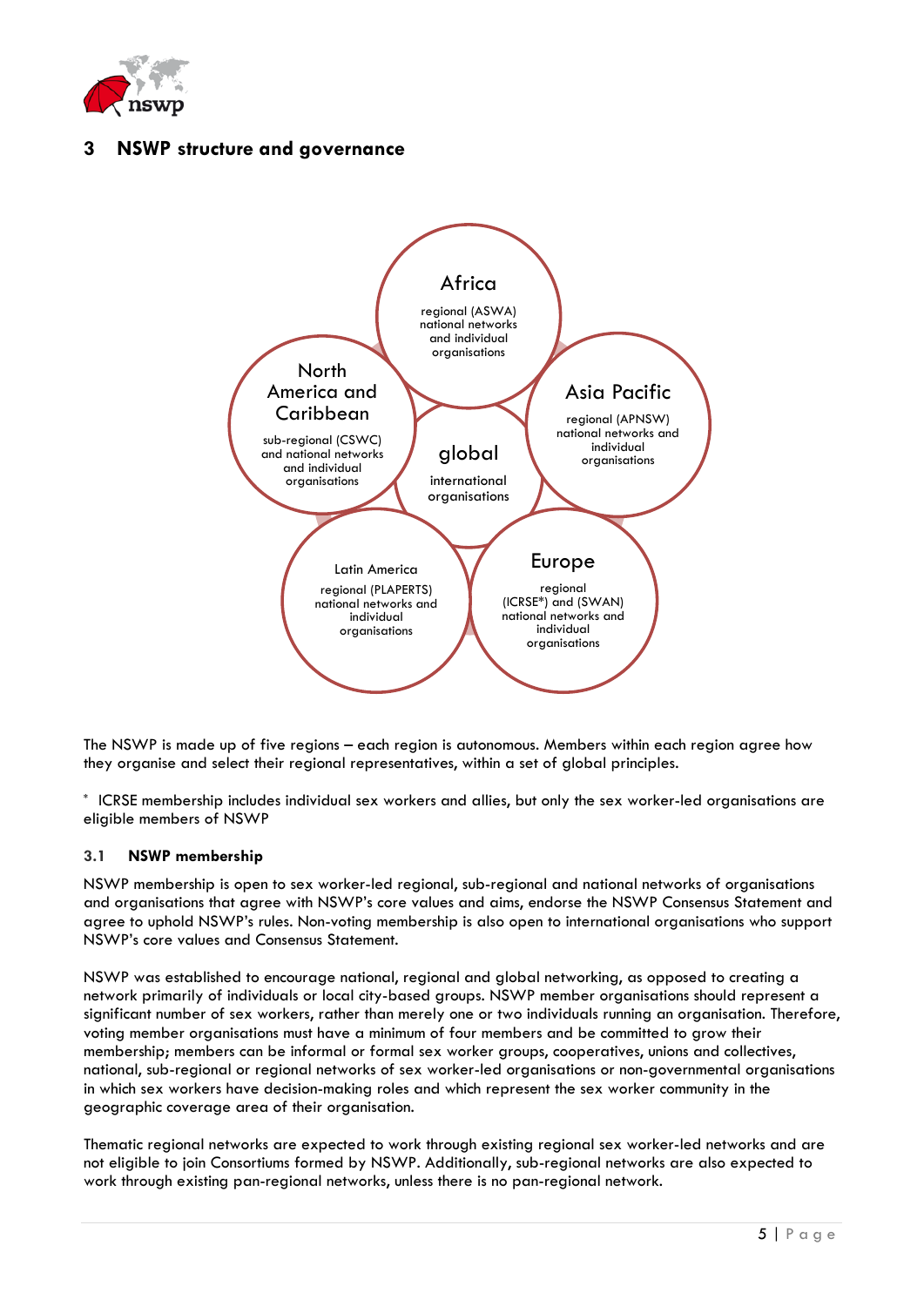## 3 NSWP structure and governance

**Africa**
regional (ASWA) national networks and individual organisations

**North America and Caribbean**
sub-regional (CSWC) and national networks and individual organisations

**global**
international organisations

**Asia Pacific**
regional (APNSW) national networks and individual organisations

**Latin America**
regional (PLAPERTS) national networks and individual organisations

**Europe**
regional (ICRSE*) and (SWAN) national networks and individual organisations

The NSWP is made up of five regions – each region is autonomous. Members within each region agree how they organise and select their regional representatives, within a set of global principles.

* ICRSE membership includes individual sex workers and allies, but only the sex worker-led organisations are eligible members of NSWP

### 3.1 NSWP membership

NSWP membership is open to sex worker-led regional, sub-regional and national networks of organisations and organisations that agree with NSWP's core values and aims, endorse the NSWP Consensus Statement and agree to uphold NSWP's rules. Non-voting membership is also open to international organisations who support NSWP's core values and Consensus Statement.

NSWP was established to encourage national, regional and global networking, as opposed to creating a network primarily of individuals or local city-based groups. NSWP member organisations should represent a significant number of sex workers, rather than merely one or two individuals running an organisation. Therefore, voting member organisations must have a minimum of four members and be committed to grow their membership; members can be informal or formal sex worker groups, cooperatives, unions and collectives, national, sub-regional or regional networks of sex worker-led organisations or non-governmental organisations in which sex workers have decision-making roles and which represent the sex worker community in the geographic coverage area of their organisation.

Thematic regional networks are expected to work through existing regional sex worker-led networks and are not eligible to join Consortiums formed by NSWP. Additionally, sub-regional networks are also expected to work through existing pan-regional networks, unless there is no pan-regional network.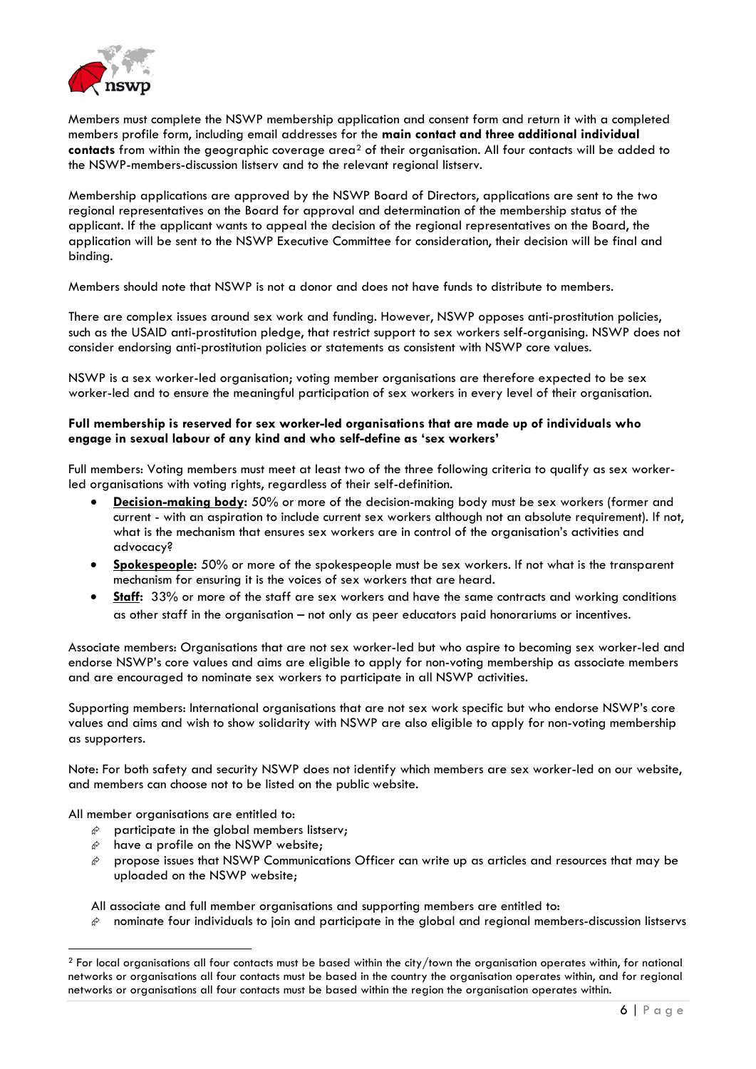Members must complete the NSWP membership application and consent form and return it with a completed members profile form, including email addresses for the **main contact and three additional individual contacts** from within the geographic coverage area[2] of their organisation. All four contacts will be added to the NSWP-members-discussion listserv and to the relevant regional listserv.

Membership applications are approved by the NSWP Board of Directors, applications are sent to the two regional representatives on the Board for approval and determination of the membership status of the applicant. If the applicant wants to appeal the decision of the regional representatives on the Board, the application will be sent to the NSWP Executive Committee for consideration, their decision will be final and binding.

Members should note that NSWP is not a donor and does not have funds to distribute to members.

There are complex issues around sex work and funding. However, NSWP opposes anti-prostitution policies, such as the USAID anti-prostitution pledge, that restrict support to sex workers self-organising. NSWP does not consider endorsing anti-prostitution policies or statements as consistent with NSWP core values.

NSWP is a sex worker-led organisation; voting member organisations are therefore expected to be sex worker-led and to ensure the meaningful participation of sex workers in every level of their organisation.

**Full membership is reserved for sex worker-led organisations that are made up of individuals who engage in sexual labour of any kind and who self-define as 'sex workers'**

Full members: Voting members must meet at least two of the three following criteria to qualify as sex worker-led organisations with voting rights, regardless of their self-definition.

- **Decision-making body:** 50% or more of the decision-making body must be sex workers (former and current - with an aspiration to include current sex workers although not an absolute requirement). If not, what is the mechanism that ensures sex workers are in control of the organisation's activities and advocacy?
- **Spokespeople:** 50% or more of the spokespeople must be sex workers. If not what is the transparent mechanism for ensuring it is the voices of sex workers that are heard.
- **Staff:** 33% or more of the staff are sex workers and have the same contracts and working conditions as other staff in the organisation – not only as peer educators paid honorariums or incentives.

Associate members: Organisations that are not sex worker-led but who aspire to becoming sex worker-led and endorse NSWP's core values and aims are eligible to apply for non-voting membership as associate members and are encouraged to nominate sex workers to participate in all NSWP activities.

Supporting members: International organisations that are not sex work specific but who endorse NSWP's core values and aims and wish to show solidarity with NSWP are also eligible to apply for non-voting membership as supporters.

Note: For both safety and security NSWP does not identify which members are sex worker-led on our website, and members can choose not to be listed on the public website.

All member organisations are entitled to:

- participate in the global members listserv;
- have a profile on the NSWP website;
- propose issues that NSWP Communications Officer can write up as articles and resources that may be uploaded on the NSWP website;

All associate and full member organisations and supporting members are entitled to:

- nominate four individuals to join and participate in the global and regional members-discussion listservs

[2] For local organisations all four contacts must be based within the city/town the organisation operates within, for national networks or organisations all four contacts must be based in the country the organisation operates within, and for regional networks or organisations all four contacts must be based within the region the organisation operates within.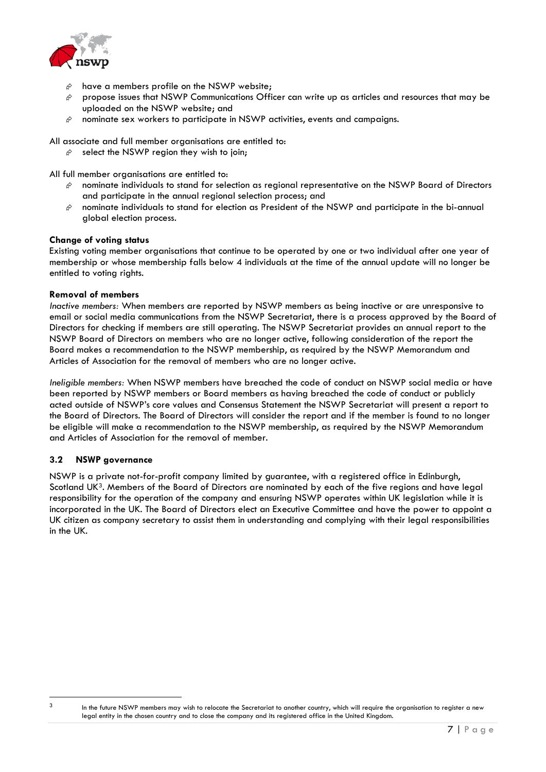- have a members profile on the NSWP website;
- propose issues that NSWP Communications Officer can write up as articles and resources that may be uploaded on the NSWP website; and
- nominate sex workers to participate in NSWP activities, events and campaigns.

All associate and full member organisations are entitled to:

- select the NSWP region they wish to join;

All full member organisations are entitled to:

- nominate individuals to stand for selection as regional representative on the NSWP Board of Directors and participate in the annual regional selection process; and
- nominate individuals to stand for election as President of the NSWP and participate in the bi-annual global election process.

**Change of voting status**

Existing voting member organisations that continue to be operated by one or two individual after one year of membership or whose membership falls below 4 individuals at the time of the annual update will no longer be entitled to voting rights.

**Removal of members**

*Inactive members:* When members are reported by NSWP members as being inactive or are unresponsive to email or social media communications from the NSWP Secretariat, there is a process approved by the Board of Directors for checking if members are still operating. The NSWP Secretariat provides an annual report to the NSWP Board of Directors on members who are no longer active, following consideration of the report the Board makes a recommendation to the NSWP membership, as required by the NSWP Memorandum and Articles of Association for the removal of members who are no longer active.

*Ineligible members:* When NSWP members have breached the code of conduct on NSWP social media or have been reported by NSWP members or Board members as having breached the code of conduct or publicly acted outside of NSWP's core values and Consensus Statement the NSWP Secretariat will present a report to the Board of Directors. The Board of Directors will consider the report and if the member is found to no longer be eligible will make a recommendation to the NSWP membership, as required by the NSWP Memorandum and Articles of Association for the removal of member.

### 3.2 NSWP governance

NSWP is a private not-for-profit company limited by guarantee, with a registered office in Edinburgh, Scotland UK[3]. Members of the Board of Directors are nominated by each of the five regions and have legal responsibility for the operation of the company and ensuring NSWP operates within UK legislation while it is incorporated in the UK. The Board of Directors elect an Executive Committee and have the power to appoint a UK citizen as company secretary to assist them in understanding and complying with their legal responsibilities in the UK.

[3] In the future NSWP members may wish to relocate the Secretariat to another country, which will require the organisation to register a new legal entity in the chosen country and to close the company and its registered office in the United Kingdom.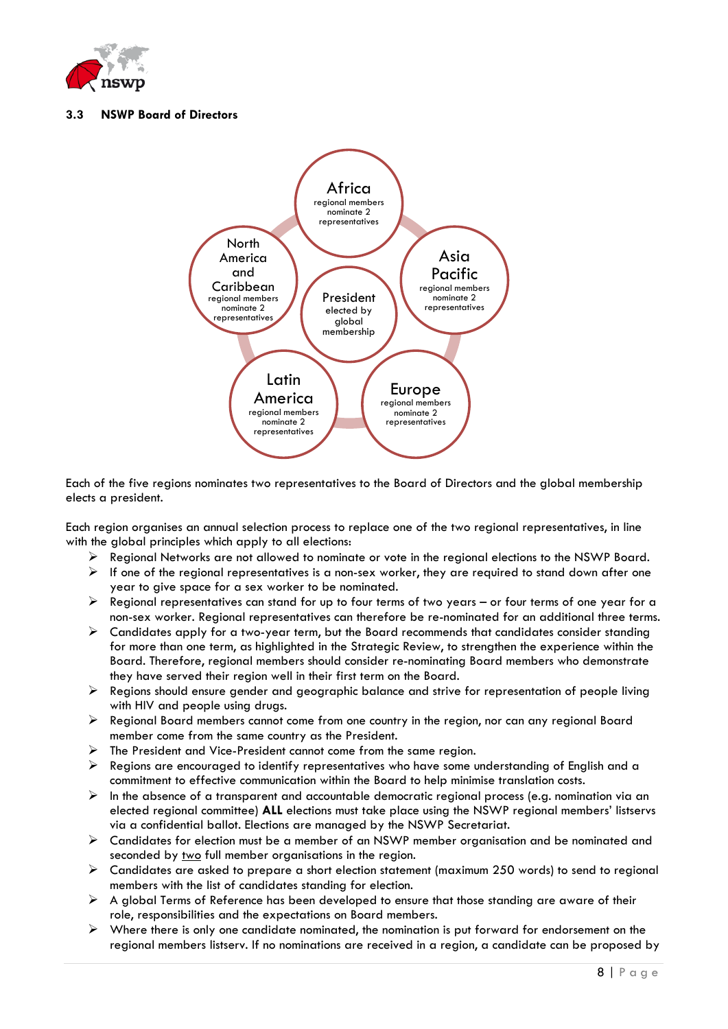### 3.3 NSWP Board of Directors

Africa
regional members nominate 2 representatives

Asia Pacific
regional members nominate 2 representatives

Europe
regional members nominate 2 representatives

Latin America
regional members nominate 2 representatives

North America and Caribbean
regional members nominate 2 representatives

President
elected by global membership

Each of the five regions nominates two representatives to the Board of Directors and the global membership elects a president.

Each region organises an annual selection process to replace one of the two regional representatives, in line with the global principles which apply to all elections:

- Regional Networks are not allowed to nominate or vote in the regional elections to the NSWP Board.
- If one of the regional representatives is a non-sex worker, they are required to stand down after one year to give space for a sex worker to be nominated.
- Regional representatives can stand for up to four terms of two years – or four terms of one year for a non-sex worker. Regional representatives can therefore be re-nominated for an additional three terms.
- Candidates apply for a two-year term, but the Board recommends that candidates consider standing for more than one term, as highlighted in the Strategic Review, to strengthen the experience within the Board. Therefore, regional members should consider re-nominating Board members who demonstrate they have served their region well in their first term on the Board.
- Regions should ensure gender and geographic balance and strive for representation of people living with HIV and people using drugs.
- Regional Board members cannot come from one country in the region, nor can any regional Board member come from the same country as the President.
- The President and Vice-President cannot come from the same region.
- Regions are encouraged to identify representatives who have some understanding of English and a commitment to effective communication within the Board to help minimise translation costs.
- In the absence of a transparent and accountable democratic regional process (e.g. nomination via an elected regional committee) **ALL** elections must take place using the NSWP regional members' listservs via a confidential ballot. Elections are managed by the NSWP Secretariat.
- Candidates for election must be a member of an NSWP member organisation and be nominated and seconded by two full member organisations in the region.
- Candidates are asked to prepare a short election statement (maximum 250 words) to send to regional members with the list of candidates standing for election.
- A global Terms of Reference has been developed to ensure that those standing are aware of their role, responsibilities and the expectations on Board members.
- Where there is only one candidate nominated, the nomination is put forward for endorsement on the regional members listserv. If no nominations are received in a region, a candidate can be proposed by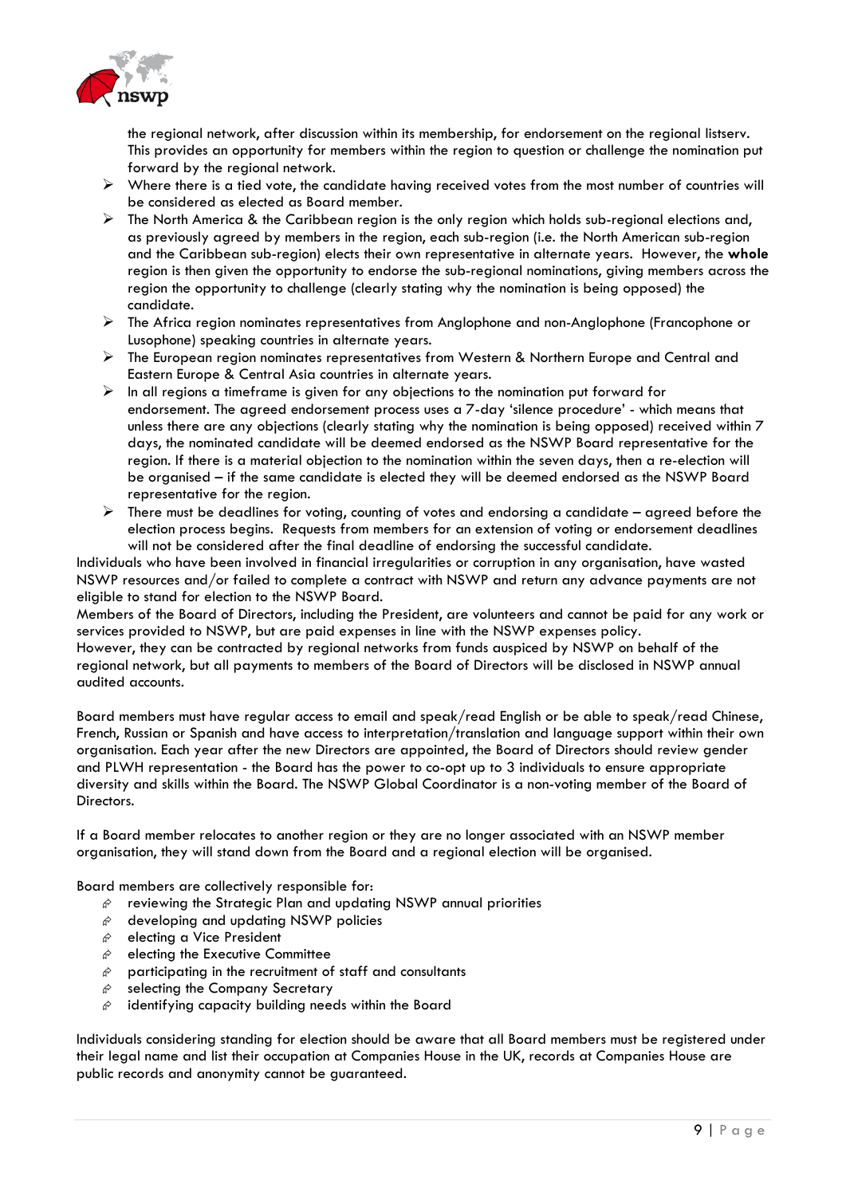the regional network, after discussion within its membership, for endorsement on the regional listserv. This provides an opportunity for members within the region to question or challenge the nomination put forward by the regional network.

- Where there is a tied vote, the candidate having received votes from the most number of countries will be considered as elected as Board member.
- The North America & the Caribbean region is the only region which holds sub-regional elections and, as previously agreed by members in the region, each sub-region (i.e. the North American sub-region and the Caribbean sub-region) elects their own representative in alternate years. However, the **whole** region is then given the opportunity to endorse the sub-regional nominations, giving members across the region the opportunity to challenge (clearly stating why the nomination is being opposed) the candidate.
- The Africa region nominates representatives from Anglophone and non-Anglophone (Francophone or Lusophone) speaking countries in alternate years.
- The European region nominates representatives from Western & Northern Europe and Central and Eastern Europe & Central Asia countries in alternate years.
- In all regions a timeframe is given for any objections to the nomination put forward for endorsement. The agreed endorsement process uses a 7-day 'silence procedure' - which means that unless there are any objections (clearly stating why the nomination is being opposed) received within 7 days, the nominated candidate will be deemed endorsed as the NSWP Board representative for the region. If there is a material objection to the nomination within the seven days, then a re-election will be organised – if the same candidate is elected they will be deemed endorsed as the NSWP Board representative for the region.
- There must be deadlines for voting, counting of votes and endorsing a candidate – agreed before the election process begins. Requests from members for an extension of voting or endorsement deadlines will not be considered after the final deadline of endorsing the successful candidate.

Individuals who have been involved in financial irregularities or corruption in any organisation, have wasted NSWP resources and/or failed to complete a contract with NSWP and return any advance payments are not eligible to stand for election to the NSWP Board.

Members of the Board of Directors, including the President, are volunteers and cannot be paid for any work or services provided to NSWP, but are paid expenses in line with the NSWP expenses policy.

However, they can be contracted by regional networks from funds auspiced by NSWP on behalf of the regional network, but all payments to members of the Board of Directors will be disclosed in NSWP annual audited accounts.

Board members must have regular access to email and speak/read English or be able to speak/read Chinese, French, Russian or Spanish and have access to interpretation/translation and language support within their own organisation. Each year after the new Directors are appointed, the Board of Directors should review gender and PLWH representation - the Board has the power to co-opt up to 3 individuals to ensure appropriate diversity and skills within the Board. The NSWP Global Coordinator is a non-voting member of the Board of Directors.

If a Board member relocates to another region or they are no longer associated with an NSWP member organisation, they will stand down from the Board and a regional election will be organised.

Board members are collectively responsible for:

- reviewing the Strategic Plan and updating NSWP annual priorities
- developing and updating NSWP policies
- electing a Vice President
- electing the Executive Committee
- participating in the recruitment of staff and consultants
- selecting the Company Secretary
- identifying capacity building needs within the Board

Individuals considering standing for election should be aware that all Board members must be registered under their legal name and list their occupation at Companies House in the UK, records at Companies House are public records and anonymity cannot be guaranteed.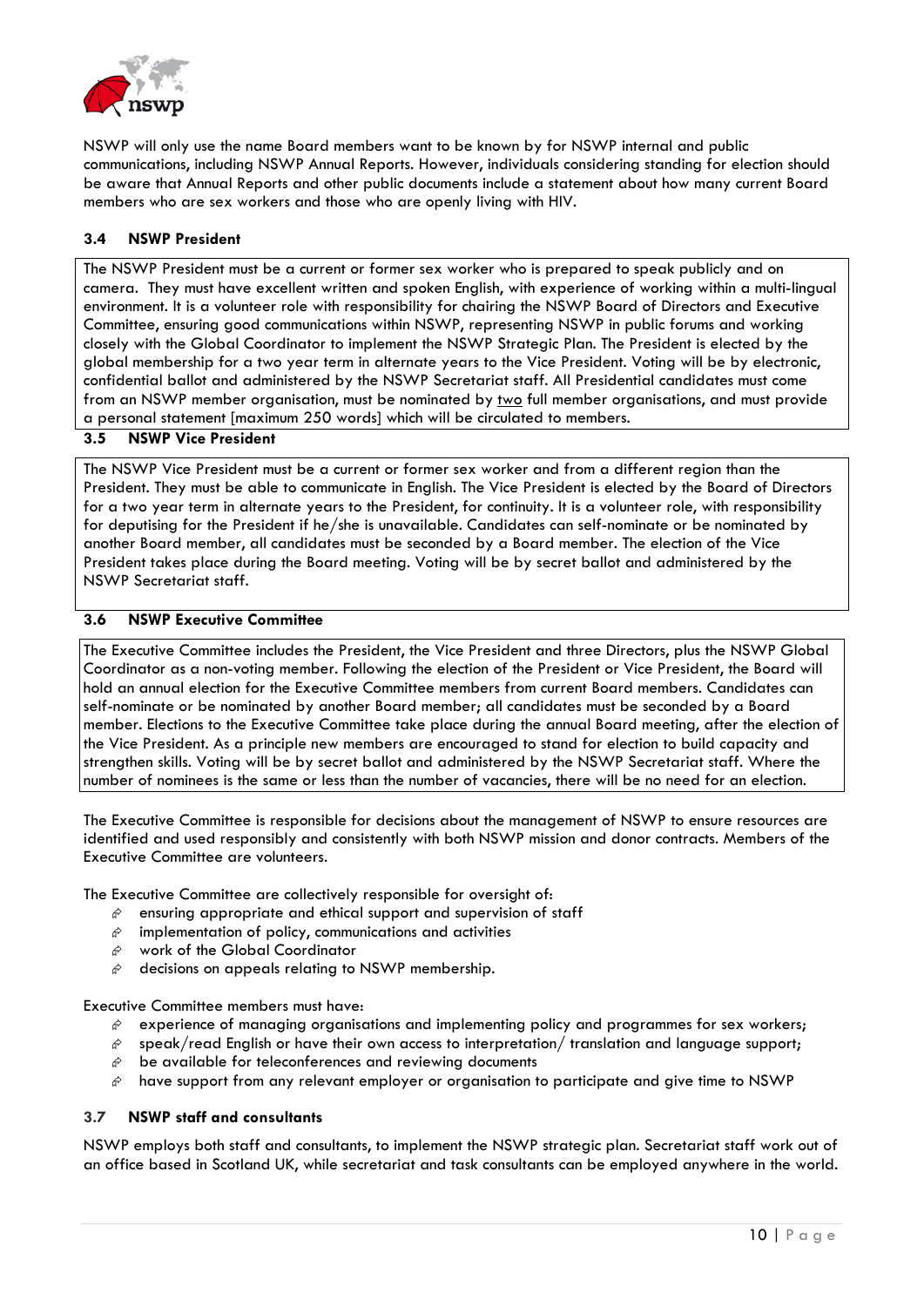NSWP will only use the name Board members want to be known by for NSWP internal and public communications, including NSWP Annual Reports. However, individuals considering standing for election should be aware that Annual Reports and other public documents include a statement about how many current Board members who are sex workers and those who are openly living with HIV.

### 3.4 NSWP President

The NSWP President must be a current or former sex worker who is prepared to speak publicly and on camera. They must have excellent written and spoken English, with experience of working within a multi-lingual environment. It is a volunteer role with responsibility for chairing the NSWP Board of Directors and Executive Committee, ensuring good communications within NSWP, representing NSWP in public forums and working closely with the Global Coordinator to implement the NSWP Strategic Plan. The President is elected by the global membership for a two year term in alternate years to the Vice President. Voting will be by electronic, confidential ballot and administered by the NSWP Secretariat staff. All Presidential candidates must come from an NSWP member organisation, must be nominated by two full member organisations, and must provide a personal statement [maximum 250 words] which will be circulated to members.

### 3.5 NSWP Vice President

The NSWP Vice President must be a current or former sex worker and from a different region than the President. They must be able to communicate in English. The Vice President is elected by the Board of Directors for a two year term in alternate years to the President, for continuity. It is a volunteer role, with responsibility for deputising for the President if he/she is unavailable. Candidates can self-nominate or be nominated by another Board member, all candidates must be seconded by a Board member. The election of the Vice President takes place during the Board meeting. Voting will be by secret ballot and administered by the NSWP Secretariat staff.

### 3.6 NSWP Executive Committee

The Executive Committee includes the President, the Vice President and three Directors, plus the NSWP Global Coordinator as a non-voting member. Following the election of the President or Vice President, the Board will hold an annual election for the Executive Committee members from current Board members. Candidates can self-nominate or be nominated by another Board member; all candidates must be seconded by a Board member. Elections to the Executive Committee take place during the annual Board meeting, after the election of the Vice President. As a principle new members are encouraged to stand for election to build capacity and strengthen skills. Voting will be by secret ballot and administered by the NSWP Secretariat staff. Where the number of nominees is the same or less than the number of vacancies, there will be no need for an election.

The Executive Committee is responsible for decisions about the management of NSWP to ensure resources are identified and used responsibly and consistently with both NSWP mission and donor contracts. Members of the Executive Committee are volunteers.

The Executive Committee are collectively responsible for oversight of:

- ensuring appropriate and ethical support and supervision of staff
- implementation of policy, communications and activities
- work of the Global Coordinator
- decisions on appeals relating to NSWP membership.

Executive Committee members must have:

- experience of managing organisations and implementing policy and programmes for sex workers;
- speak/read English or have their own access to interpretation/ translation and language support;
- be available for teleconferences and reviewing documents
- have support from any relevant employer or organisation to participate and give time to NSWP

### 3.7 NSWP staff and consultants

NSWP employs both staff and consultants, to implement the NSWP strategic plan. Secretariat staff work out of an office based in Scotland UK, while secretariat and task consultants can be employed anywhere in the world.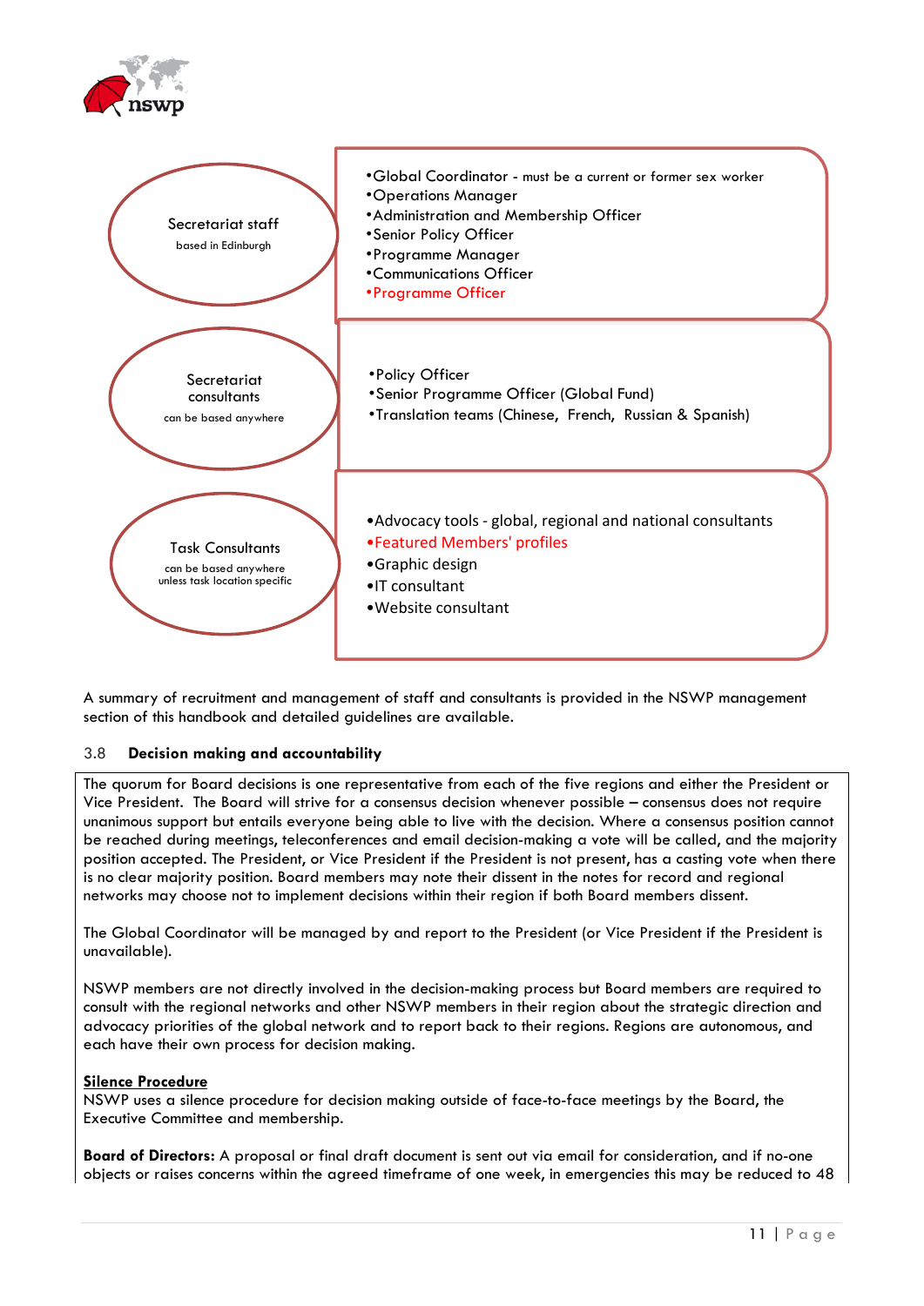**Secretariat staff**
based in Edinburgh

- Global Coordinator - must be a current or former sex worker
- Operations Manager
- Administration and Membership Officer
- Senior Policy Officer
- Programme Manager
- Communications Officer
- Programme Officer

**Secretariat consultants**
can be based anywhere

- Policy Officer
- Senior Programme Officer (Global Fund)
- Translation teams (Chinese, French, Russian & Spanish)

**Task Consultants**
can be based anywhere unless task location specific

- Advocacy tools - global, regional and national consultants
- Featured Members' profiles
- Graphic design
- IT consultant
- Website consultant

A summary of recruitment and management of staff and consultants is provided in the NSWP management section of this handbook and detailed guidelines are available.

### 3.8 Decision making and accountability

The quorum for Board decisions is one representative from each of the five regions and either the President or Vice President. The Board will strive for a consensus decision whenever possible – consensus does not require unanimous support but entails everyone being able to live with the decision. Where a consensus position cannot be reached during meetings, teleconferences and email decision-making a vote will be called, and the majority position accepted. The President, or Vice President if the President is not present, has a casting vote when there is no clear majority position. Board members may note their dissent in the notes for record and regional networks may choose not to implement decisions within their region if both Board members dissent.

The Global Coordinator will be managed by and report to the President (or Vice President if the President is unavailable).

NSWP members are not directly involved in the decision-making process but Board members are required to consult with the regional networks and other NSWP members in their region about the strategic direction and advocacy priorities of the global network and to report back to their regions. Regions are autonomous, and each have their own process for decision making.

**Silence Procedure**

NSWP uses a silence procedure for decision making outside of face-to-face meetings by the Board, the Executive Committee and membership.

**Board of Directors:** A proposal or final draft document is sent out via email for consideration, and if no-one objects or raises concerns within the agreed timeframe of one week, in emergencies this may be reduced to 48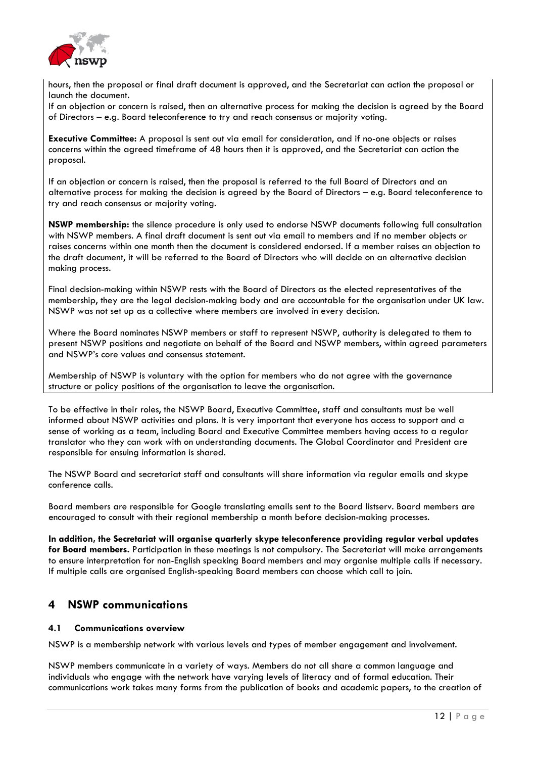hours, then the proposal or final draft document is approved, and the Secretariat can action the proposal or launch the document.

If an objection or concern is raised, then an alternative process for making the decision is agreed by the Board of Directors – e.g. Board teleconference to try and reach consensus or majority voting.

**Executive Committee:** A proposal is sent out via email for consideration, and if no-one objects or raises concerns within the agreed timeframe of 48 hours then it is approved, and the Secretariat can action the proposal.

If an objection or concern is raised, then the proposal is referred to the full Board of Directors and an alternative process for making the decision is agreed by the Board of Directors – e.g. Board teleconference to try and reach consensus or majority voting.

**NSWP membership:** the silence procedure is only used to endorse NSWP documents following full consultation with NSWP members. A final draft document is sent out via email to members and if no member objects or raises concerns within one month then the document is considered endorsed. If a member raises an objection to the draft document, it will be referred to the Board of Directors who will decide on an alternative decision making process.

Final decision-making within NSWP rests with the Board of Directors as the elected representatives of the membership, they are the legal decision-making body and are accountable for the organisation under UK law. NSWP was not set up as a collective where members are involved in every decision.

Where the Board nominates NSWP members or staff to represent NSWP, authority is delegated to them to present NSWP positions and negotiate on behalf of the Board and NSWP members, within agreed parameters and NSWP's core values and consensus statement.

Membership of NSWP is voluntary with the option for members who do not agree with the governance structure or policy positions of the organisation to leave the organisation.

To be effective in their roles, the NSWP Board, Executive Committee, staff and consultants must be well informed about NSWP activities and plans. It is very important that everyone has access to support and a sense of working as a team, including Board and Executive Committee members having access to a regular translator who they can work with on understanding documents. The Global Coordinator and President are responsible for ensuing information is shared.

The NSWP Board and secretariat staff and consultants will share information via regular emails and skype conference calls.

Board members are responsible for Google translating emails sent to the Board listserv. Board members are encouraged to consult with their regional membership a month before decision-making processes.

**In addition, the Secretariat will organise quarterly skype teleconference providing regular verbal updates for Board members.** Participation in these meetings is not compulsory. The Secretariat will make arrangements to ensure interpretation for non-English speaking Board members and may organise multiple calls if necessary. If multiple calls are organised English-speaking Board members can choose which call to join.

# 4 NSWP communications

## 4.1 Communications overview

NSWP is a membership network with various levels and types of member engagement and involvement.

NSWP members communicate in a variety of ways. Members do not all share a common language and individuals who engage with the network have varying levels of literacy and of formal education. Their communications work takes many forms from the publication of books and academic papers, to the creation of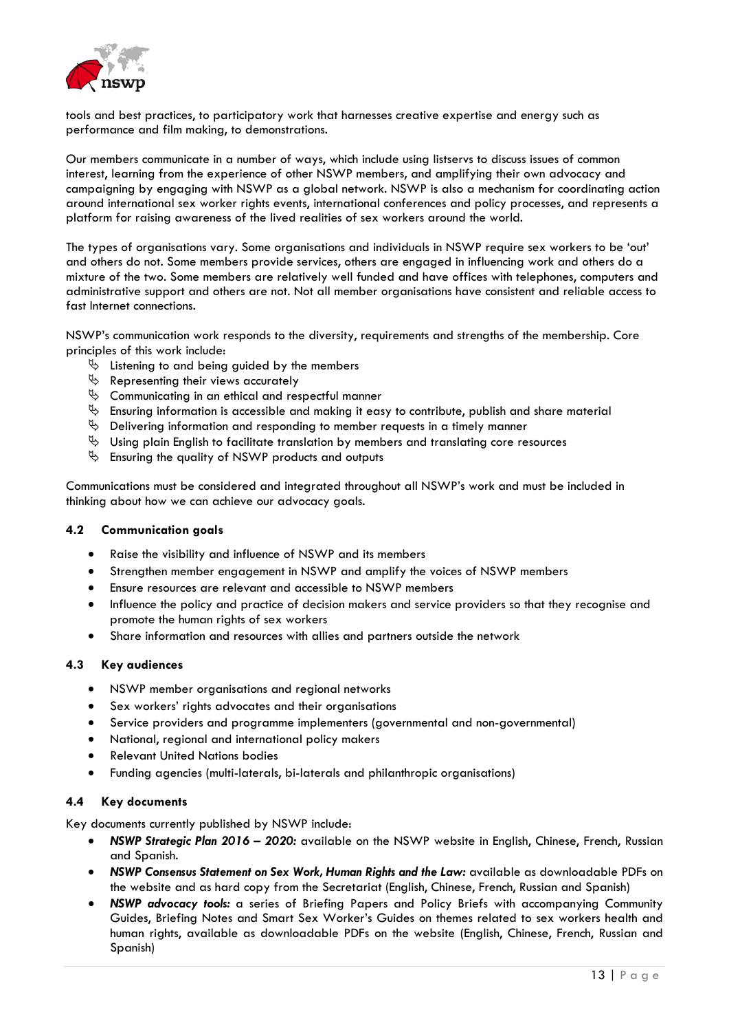tools and best practices, to participatory work that harnesses creative expertise and energy such as performance and film making, to demonstrations.

Our members communicate in a number of ways, which include using listservs to discuss issues of common interest, learning from the experience of other NSWP members, and amplifying their own advocacy and campaigning by engaging with NSWP as a global network. NSWP is also a mechanism for coordinating action around international sex worker rights events, international conferences and policy processes, and represents a platform for raising awareness of the lived realities of sex workers around the world.

The types of organisations vary. Some organisations and individuals in NSWP require sex workers to be 'out' and others do not. Some members provide services, others are engaged in influencing work and others do a mixture of the two. Some members are relatively well funded and have offices with telephones, computers and administrative support and others are not. Not all member organisations have consistent and reliable access to fast Internet connections.

NSWP's communication work responds to the diversity, requirements and strengths of the membership. Core principles of this work include:

- Listening to and being guided by the members
- Representing their views accurately
- Communicating in an ethical and respectful manner
- Ensuring information is accessible and making it easy to contribute, publish and share material
- Delivering information and responding to member requests in a timely manner
- Using plain English to facilitate translation by members and translating core resources
- Ensuring the quality of NSWP products and outputs

Communications must be considered and integrated throughout all NSWP's work and must be included in thinking about how we can achieve our advocacy goals.

### 4.2 Communication goals

- Raise the visibility and influence of NSWP and its members
- Strengthen member engagement in NSWP and amplify the voices of NSWP members
- Ensure resources are relevant and accessible to NSWP members
- Influence the policy and practice of decision makers and service providers so that they recognise and promote the human rights of sex workers
- Share information and resources with allies and partners outside the network

### 4.3 Key audiences

- NSWP member organisations and regional networks
- Sex workers' rights advocates and their organisations
- Service providers and programme implementers (governmental and non-governmental)
- National, regional and international policy makers
- Relevant United Nations bodies
- Funding agencies (multi-laterals, bi-laterals and philanthropic organisations)

### 4.4 Key documents

Key documents currently published by NSWP include:

- ***NSWP Strategic Plan 2016 – 2020:*** available on the NSWP website in English, Chinese, French, Russian and Spanish.
- ***NSWP Consensus Statement on Sex Work, Human Rights and the Law:*** available as downloadable PDFs on the website and as hard copy from the Secretariat (English, Chinese, French, Russian and Spanish)
- ***NSWP advocacy tools:*** a series of Briefing Papers and Policy Briefs with accompanying Community Guides, Briefing Notes and Smart Sex Worker's Guides on themes related to sex workers health and human rights, available as downloadable PDFs on the website (English, Chinese, French, Russian and Spanish)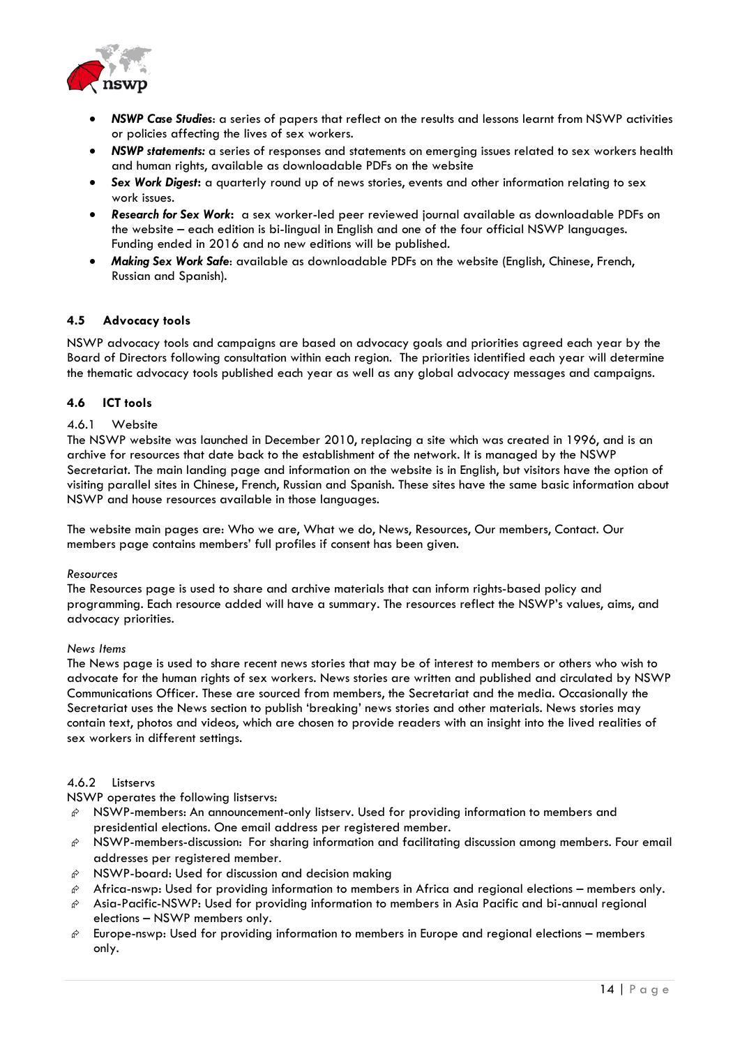- ***NSWP Case Studies***: a series of papers that reflect on the results and lessons learnt from NSWP activities or policies affecting the lives of sex workers.
- ***NSWP statements:*** a series of responses and statements on emerging issues related to sex workers health and human rights, available as downloadable PDFs on the website
- ***Sex Work Digest***: a quarterly round up of news stories, events and other information relating to sex work issues.
- ***Research for Sex Work***: a sex worker-led peer reviewed journal available as downloadable PDFs on the website – each edition is bi-lingual in English and one of the four official NSWP languages. Funding ended in 2016 and no new editions will be published.
- ***Making Sex Work Safe***: available as downloadable PDFs on the website (English, Chinese, French, Russian and Spanish).

### 4.5 Advocacy tools

NSWP advocacy tools and campaigns are based on advocacy goals and priorities agreed each year by the Board of Directors following consultation within each region. The priorities identified each year will determine the thematic advocacy tools published each year as well as any global advocacy messages and campaigns.

### 4.6 ICT tools

#### 4.6.1 Website

The NSWP website was launched in December 2010, replacing a site which was created in 1996, and is an archive for resources that date back to the establishment of the network. It is managed by the NSWP Secretariat. The main landing page and information on the website is in English, but visitors have the option of visiting parallel sites in Chinese, French, Russian and Spanish. These sites have the same basic information about NSWP and house resources available in those languages.

The website main pages are: Who we are, What we do, News, Resources, Our members, Contact. Our members page contains members' full profiles if consent has been given.

*Resources*

The Resources page is used to share and archive materials that can inform rights-based policy and programming. Each resource added will have a summary. The resources reflect the NSWP's values, aims, and advocacy priorities.

*News Items*

The News page is used to share recent news stories that may be of interest to members or others who wish to advocate for the human rights of sex workers. News stories are written and published and circulated by NSWP Communications Officer. These are sourced from members, the Secretariat and the media. Occasionally the Secretariat uses the News section to publish 'breaking' news stories and other materials. News stories may contain text, photos and videos, which are chosen to provide readers with an insight into the lived realities of sex workers in different settings.

#### 4.6.2 Listservs

NSWP operates the following listservs:

- NSWP-members: An announcement-only listserv. Used for providing information to members and presidential elections. One email address per registered member.
- NSWP-members-discussion: For sharing information and facilitating discussion among members. Four email addresses per registered member.
- NSWP-board: Used for discussion and decision making
- Africa-nswp: Used for providing information to members in Africa and regional elections – members only.
- Asia-Pacific-NSWP: Used for providing information to members in Asia Pacific and bi-annual regional elections – NSWP members only.
- Europe-nswp: Used for providing information to members in Europe and regional elections – members only.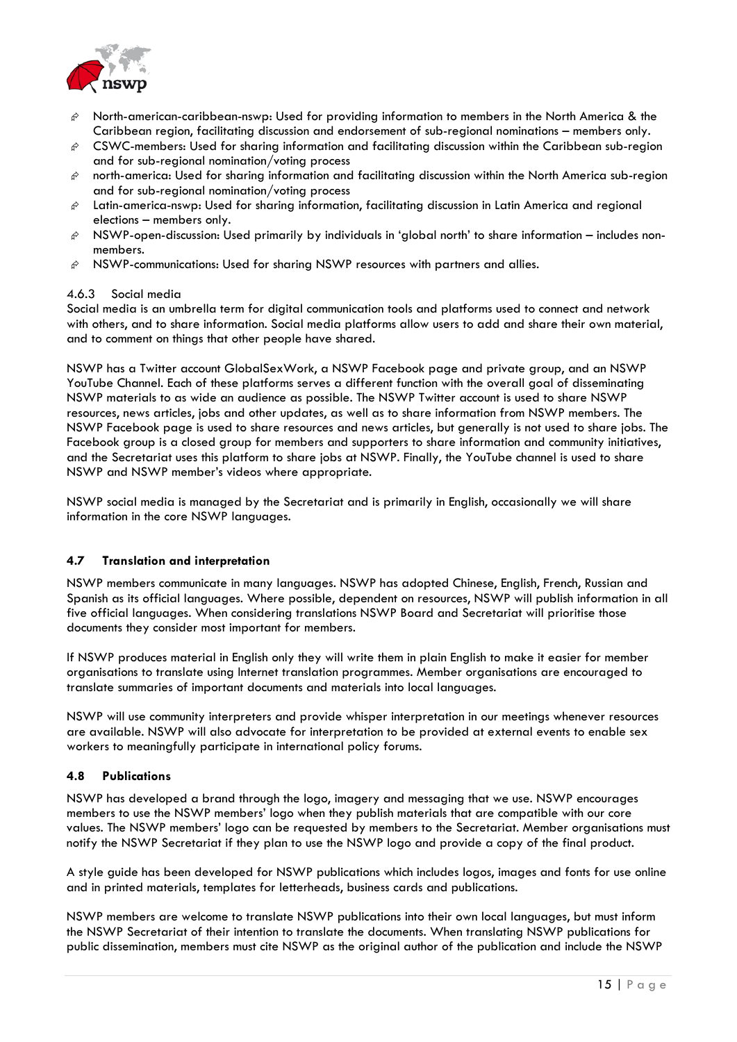- North-american-caribbean-nswp: Used for providing information to members in the North America & the Caribbean region, facilitating discussion and endorsement of sub-regional nominations – members only.
- CSWC-members: Used for sharing information and facilitating discussion within the Caribbean sub-region and for sub-regional nomination/voting process
- north-america: Used for sharing information and facilitating discussion within the North America sub-region and for sub-regional nomination/voting process
- Latin-america-nswp: Used for sharing information, facilitating discussion in Latin America and regional elections – members only.
- NSWP-open-discussion: Used primarily by individuals in 'global north' to share information – includes non-members.
- NSWP-communications: Used for sharing NSWP resources with partners and allies.

#### 4.6.3 Social media

Social media is an umbrella term for digital communication tools and platforms used to connect and network with others, and to share information. Social media platforms allow users to add and share their own material, and to comment on things that other people have shared.

NSWP has a Twitter account GlobalSexWork, a NSWP Facebook page and private group, and an NSWP YouTube Channel. Each of these platforms serves a different function with the overall goal of disseminating NSWP materials to as wide an audience as possible. The NSWP Twitter account is used to share NSWP resources, news articles, jobs and other updates, as well as to share information from NSWP members. The NSWP Facebook page is used to share resources and news articles, but generally is not used to share jobs. The Facebook group is a closed group for members and supporters to share information and community initiatives, and the Secretariat uses this platform to share jobs at NSWP. Finally, the YouTube channel is used to share NSWP and NSWP member's videos where appropriate.

NSWP social media is managed by the Secretariat and is primarily in English, occasionally we will share information in the core NSWP languages.

### 4.7 Translation and interpretation

NSWP members communicate in many languages. NSWP has adopted Chinese, English, French, Russian and Spanish as its official languages. Where possible, dependent on resources, NSWP will publish information in all five official languages. When considering translations NSWP Board and Secretariat will prioritise those documents they consider most important for members.

If NSWP produces material in English only they will write them in plain English to make it easier for member organisations to translate using Internet translation programmes. Member organisations are encouraged to translate summaries of important documents and materials into local languages.

NSWP will use community interpreters and provide whisper interpretation in our meetings whenever resources are available. NSWP will also advocate for interpretation to be provided at external events to enable sex workers to meaningfully participate in international policy forums.

### 4.8 Publications

NSWP has developed a brand through the logo, imagery and messaging that we use. NSWP encourages members to use the NSWP members' logo when they publish materials that are compatible with our core values. The NSWP members' logo can be requested by members to the Secretariat. Member organisations must notify the NSWP Secretariat if they plan to use the NSWP logo and provide a copy of the final product.

A style guide has been developed for NSWP publications which includes logos, images and fonts for use online and in printed materials, templates for letterheads, business cards and publications.

NSWP members are welcome to translate NSWP publications into their own local languages, but must inform the NSWP Secretariat of their intention to translate the documents. When translating NSWP publications for public dissemination, members must cite NSWP as the original author of the publication and include the NSWP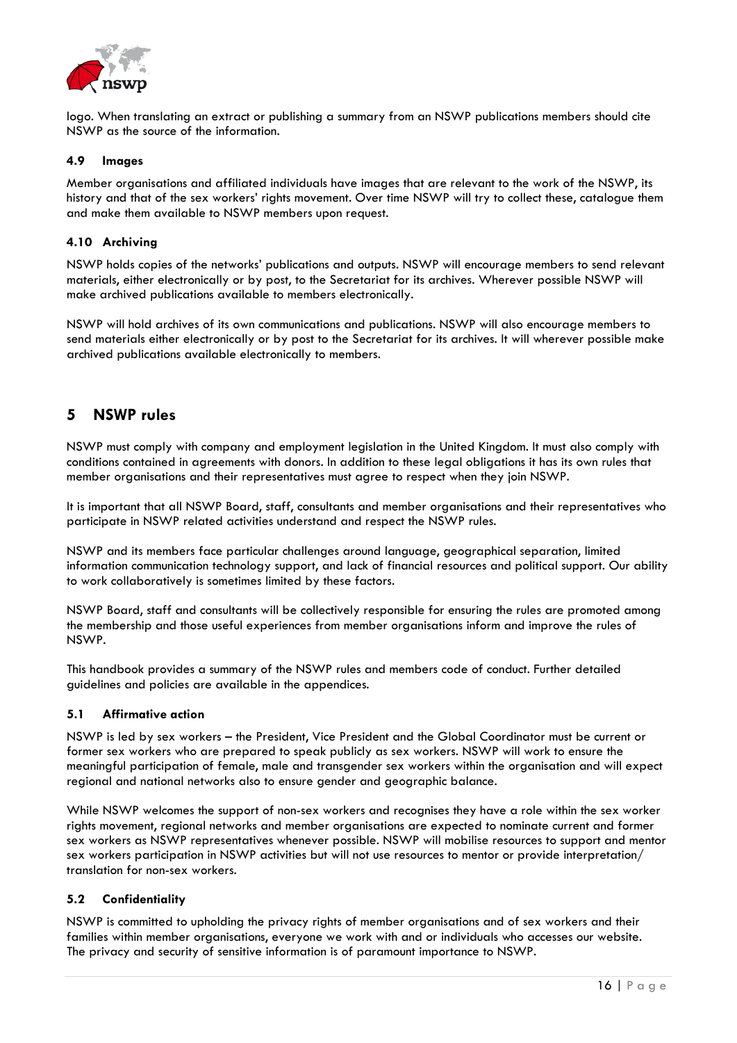logo. When translating an extract or publishing a summary from an NSWP publications members should cite NSWP as the source of the information.

### 4.9 Images

Member organisations and affiliated individuals have images that are relevant to the work of the NSWP, its history and that of the sex workers' rights movement. Over time NSWP will try to collect these, catalogue them and make them available to NSWP members upon request.

### 4.10 Archiving

NSWP holds copies of the networks' publications and outputs. NSWP will encourage members to send relevant materials, either electronically or by post, to the Secretariat for its archives. Wherever possible NSWP will make archived publications available to members electronically.

NSWP will hold archives of its own communications and publications. NSWP will also encourage members to send materials either electronically or by post to the Secretariat for its archives. It will wherever possible make archived publications available electronically to members.

## 5 NSWP rules

NSWP must comply with company and employment legislation in the United Kingdom. It must also comply with conditions contained in agreements with donors. In addition to these legal obligations it has its own rules that member organisations and their representatives must agree to respect when they join NSWP.

It is important that all NSWP Board, staff, consultants and member organisations and their representatives who participate in NSWP related activities understand and respect the NSWP rules.

NSWP and its members face particular challenges around language, geographical separation, limited information communication technology support, and lack of financial resources and political support. Our ability to work collaboratively is sometimes limited by these factors.

NSWP Board, staff and consultants will be collectively responsible for ensuring the rules are promoted among the membership and those useful experiences from member organisations inform and improve the rules of NSWP.

This handbook provides a summary of the NSWP rules and members code of conduct. Further detailed guidelines and policies are available in the appendices.

### 5.1 Affirmative action

NSWP is led by sex workers – the President, Vice President and the Global Coordinator must be current or former sex workers who are prepared to speak publicly as sex workers. NSWP will work to ensure the meaningful participation of female, male and transgender sex workers within the organisation and will expect regional and national networks also to ensure gender and geographic balance.

While NSWP welcomes the support of non-sex workers and recognises they have a role within the sex worker rights movement, regional networks and member organisations are expected to nominate current and former sex workers as NSWP representatives whenever possible. NSWP will mobilise resources to support and mentor sex workers participation in NSWP activities but will not use resources to mentor or provide interpretation/ translation for non-sex workers.

### 5.2 Confidentiality

NSWP is committed to upholding the privacy rights of member organisations and of sex workers and their families within member organisations, everyone we work with and or individuals who accesses our website. The privacy and security of sensitive information is of paramount importance to NSWP.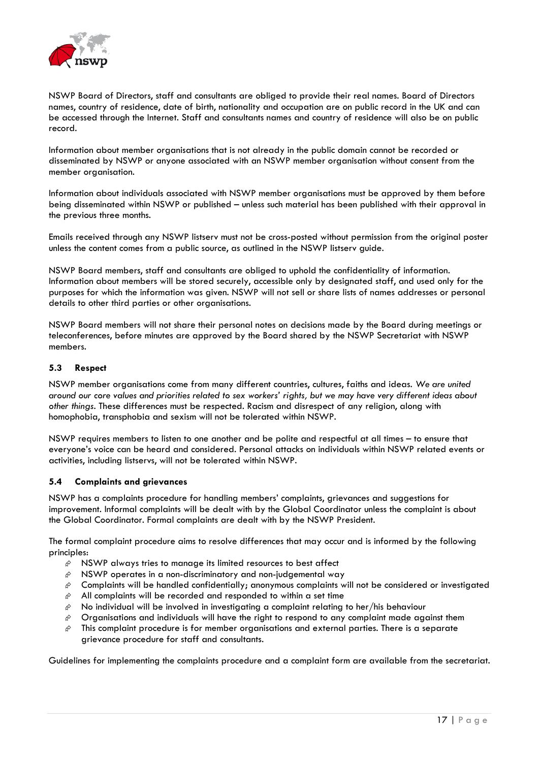NSWP Board of Directors, staff and consultants are obliged to provide their real names. Board of Directors names, country of residence, date of birth, nationality and occupation are on public record in the UK and can be accessed through the Internet. Staff and consultants names and country of residence will also be on public record.

Information about member organisations that is not already in the public domain cannot be recorded or disseminated by NSWP or anyone associated with an NSWP member organisation without consent from the member organisation.

Information about individuals associated with NSWP member organisations must be approved by them before being disseminated within NSWP or published – unless such material has been published with their approval in the previous three months.

Emails received through any NSWP listserv must not be cross-posted without permission from the original poster unless the content comes from a public source, as outlined in the NSWP listserv guide.

NSWP Board members, staff and consultants are obliged to uphold the confidentiality of information. Information about members will be stored securely, accessible only by designated staff, and used only for the purposes for which the information was given. NSWP will not sell or share lists of names addresses or personal details to other third parties or other organisations.

NSWP Board members will not share their personal notes on decisions made by the Board during meetings or teleconferences, before minutes are approved by the Board shared by the NSWP Secretariat with NSWP members.

### 5.3 Respect

NSWP member organisations come from many different countries, cultures, faiths and ideas. *We are united around our core values and priorities related to sex workers' rights, but we may have very different ideas about other things.* These differences must be respected. Racism and disrespect of any religion, along with homophobia, transphobia and sexism will not be tolerated within NSWP.

NSWP requires members to listen to one another and be polite and respectful at all times – to ensure that everyone's voice can be heard and considered. Personal attacks on individuals within NSWP related events or activities, including listservs, will not be tolerated within NSWP.

### 5.4 Complaints and grievances

NSWP has a complaints procedure for handling members' complaints, grievances and suggestions for improvement. Informal complaints will be dealt with by the Global Coordinator unless the complaint is about the Global Coordinator. Formal complaints are dealt with by the NSWP President.

The formal complaint procedure aims to resolve differences that may occur and is informed by the following principles:

- NSWP always tries to manage its limited resources to best affect
- NSWP operates in a non-discriminatory and non-judgemental way
- Complaints will be handled confidentially; anonymous complaints will not be considered or investigated
- All complaints will be recorded and responded to within a set time
- No individual will be involved in investigating a complaint relating to her/his behaviour
- Organisations and individuals will have the right to respond to any complaint made against them
- This complaint procedure is for member organisations and external parties. There is a separate grievance procedure for staff and consultants.

Guidelines for implementing the complaints procedure and a complaint form are available from the secretariat.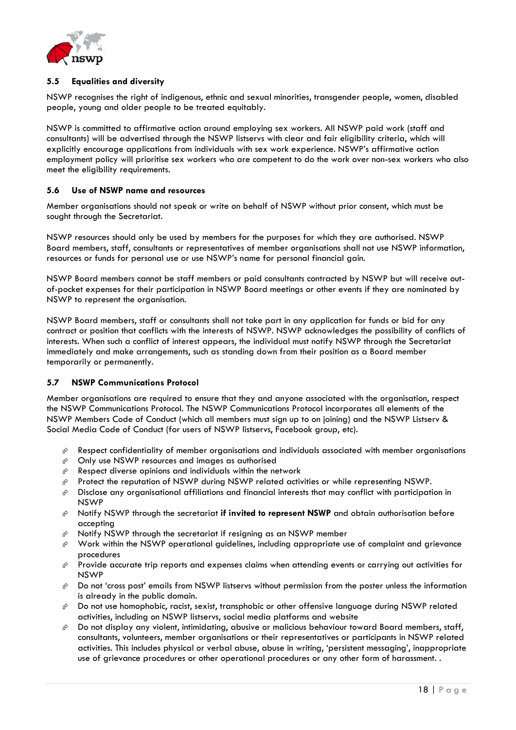### 5.5 Equalities and diversity

NSWP recognises the right of indigenous, ethnic and sexual minorities, transgender people, women, disabled people, young and older people to be treated equitably.

NSWP is committed to affirmative action around employing sex workers. All NSWP paid work (staff and consultants) will be advertised through the NSWP listservs with clear and fair eligibility criteria, which will explicitly encourage applications from individuals with sex work experience. NSWP's affirmative action employment policy will prioritise sex workers who are competent to do the work over non-sex workers who also meet the eligibility requirements.

### 5.6 Use of NSWP name and resources

Member organisations should not speak or write on behalf of NSWP without prior consent, which must be sought through the Secretariat.

NSWP resources should only be used by members for the purposes for which they are authorised. NSWP Board members, staff, consultants or representatives of member organisations shall not use NSWP information, resources or funds for personal use or use NSWP's name for personal financial gain.

NSWP Board members cannot be staff members or paid consultants contracted by NSWP but will receive out-of-pocket expenses for their participation in NSWP Board meetings or other events if they are nominated by NSWP to represent the organisation.

NSWP Board members, staff or consultants shall not take part in any application for funds or bid for any contract or position that conflicts with the interests of NSWP. NSWP acknowledges the possibility of conflicts of interests. When such a conflict of interest appears, the individual must notify NSWP through the Secretariat immediately and make arrangements, such as standing down from their position as a Board member temporarily or permanently.

### 5.7 NSWP Communications Protocol

Member organisations are required to ensure that they and anyone associated with the organisation, respect the NSWP Communications Protocol. The NSWP Communications Protocol incorporates all elements of the NSWP Members Code of Conduct (which all members must sign up to on joining) and the NSWP Listserv & Social Media Code of Conduct (for users of NSWP listservs, Facebook group, etc).

- Respect confidentiality of member organisations and individuals associated with member organisations
- Only use NSWP resources and images as authorised
- Respect diverse opinions and individuals within the network
- Protect the reputation of NSWP during NSWP related activities or while representing NSWP.
- Disclose any organisational affiliations and financial interests that may conflict with participation in NSWP
- Notify NSWP through the secretariat **if invited to represent NSWP** and obtain authorisation before accepting
- Notify NSWP through the secretariat if resigning as an NSWP member
- Work within the NSWP operational guidelines, including appropriate use of complaint and grievance procedures
- Provide accurate trip reports and expenses claims when attending events or carrying out activities for NSWP
- Do not 'cross post' emails from NSWP listservs without permission from the poster unless the information is already in the public domain.
- Do not use homophobic, racist, sexist, transphobic or other offensive language during NSWP related activities, including on NSWP listservs, social media platforms and website
- Do not display any violent, intimidating, abusive or malicious behaviour toward Board members, staff, consultants, volunteers, member organisations or their representatives or participants in NSWP related activities. This includes physical or verbal abuse, abuse in writing, 'persistent messaging', inappropriate use of grievance procedures or other operational procedures or any other form of harassment. .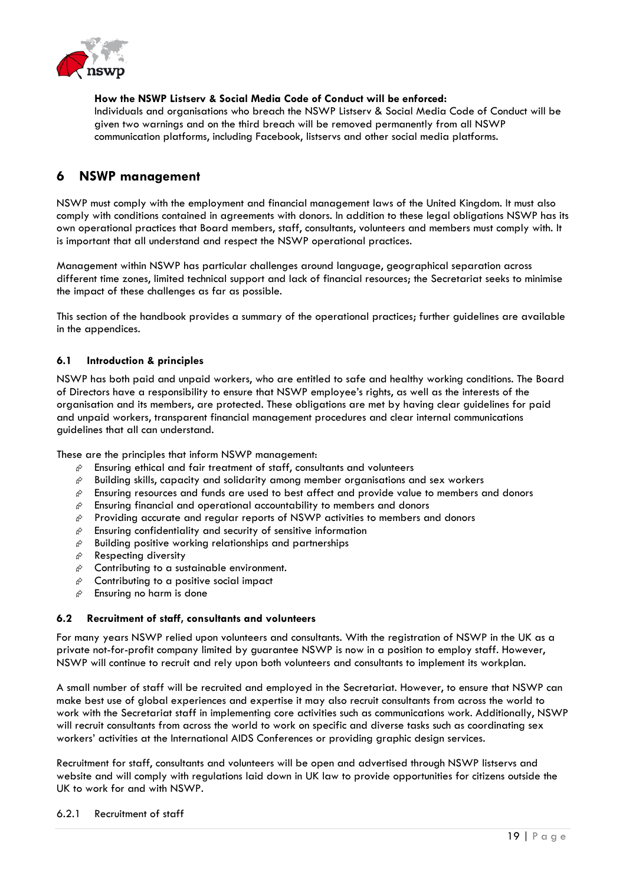**How the NSWP Listserv & Social Media Code of Conduct will be enforced:**
Individuals and organisations who breach the NSWP Listserv & Social Media Code of Conduct will be given two warnings and on the third breach will be removed permanently from all NSWP communication platforms, including Facebook, listservs and other social media platforms.

# 6 NSWP management

NSWP must comply with the employment and financial management laws of the United Kingdom. It must also comply with conditions contained in agreements with donors. In addition to these legal obligations NSWP has its own operational practices that Board members, staff, consultants, volunteers and members must comply with. It is important that all understand and respect the NSWP operational practices.

Management within NSWP has particular challenges around language, geographical separation across different time zones, limited technical support and lack of financial resources; the Secretariat seeks to minimise the impact of these challenges as far as possible.

This section of the handbook provides a summary of the operational practices; further guidelines are available in the appendices.

## 6.1 Introduction & principles

NSWP has both paid and unpaid workers, who are entitled to safe and healthy working conditions. The Board of Directors have a responsibility to ensure that NSWP employee's rights, as well as the interests of the organisation and its members, are protected. These obligations are met by having clear guidelines for paid and unpaid workers, transparent financial management procedures and clear internal communications guidelines that all can understand.

These are the principles that inform NSWP management:

- Ensuring ethical and fair treatment of staff, consultants and volunteers
- Building skills, capacity and solidarity among member organisations and sex workers
- Ensuring resources and funds are used to best affect and provide value to members and donors
- Ensuring financial and operational accountability to members and donors
- Providing accurate and regular reports of NSWP activities to members and donors
- Ensuring confidentiality and security of sensitive information
- Building positive working relationships and partnerships
- Respecting diversity
- Contributing to a sustainable environment.
- Contributing to a positive social impact
- Ensuring no harm is done

## 6.2 Recruitment of staff, consultants and volunteers

For many years NSWP relied upon volunteers and consultants. With the registration of NSWP in the UK as a private not-for-profit company limited by guarantee NSWP is now in a position to employ staff. However, NSWP will continue to recruit and rely upon both volunteers and consultants to implement its workplan.

A small number of staff will be recruited and employed in the Secretariat. However, to ensure that NSWP can make best use of global experiences and expertise it may also recruit consultants from across the world to work with the Secretariat staff in implementing core activities such as communications work. Additionally, NSWP will recruit consultants from across the world to work on specific and diverse tasks such as coordinating sex workers' activities at the International AIDS Conferences or providing graphic design services.

Recruitment for staff, consultants and volunteers will be open and advertised through NSWP listservs and website and will comply with regulations laid down in UK law to provide opportunities for citizens outside the UK to work for and with NSWP.

### 6.2.1 Recruitment of staff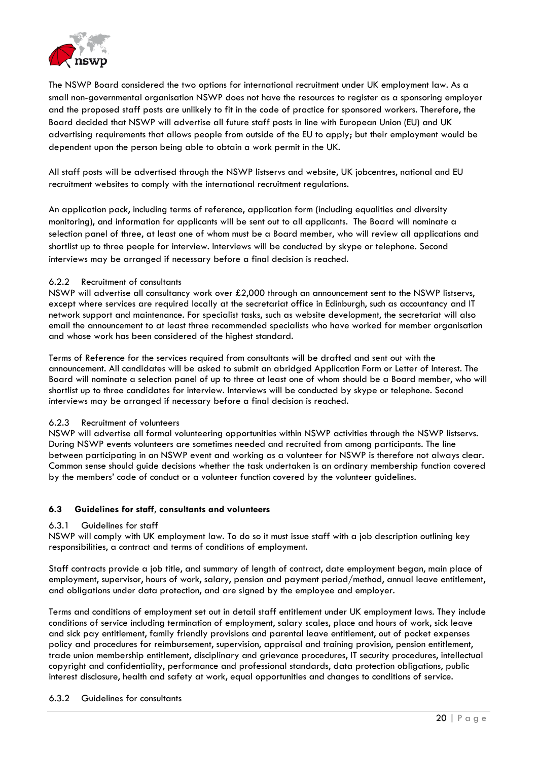The NSWP Board considered the two options for international recruitment under UK employment law. As a small non-governmental organisation NSWP does not have the resources to register as a sponsoring employer and the proposed staff posts are unlikely to fit in the code of practice for sponsored workers. Therefore, the Board decided that NSWP will advertise all future staff posts in line with European Union (EU) and UK advertising requirements that allows people from outside of the EU to apply; but their employment would be dependent upon the person being able to obtain a work permit in the UK.

All staff posts will be advertised through the NSWP listservs and website, UK jobcentres, national and EU recruitment websites to comply with the international recruitment regulations.

An application pack, including terms of reference, application form (including equalities and diversity monitoring), and information for applicants will be sent out to all applicants. The Board will nominate a selection panel of three, at least one of whom must be a Board member, who will review all applications and shortlist up to three people for interview. Interviews will be conducted by skype or telephone. Second interviews may be arranged if necessary before a final decision is reached.

#### 6.2.2 Recruitment of consultants

NSWP will advertise all consultancy work over £2,000 through an announcement sent to the NSWP listservs, except where services are required locally at the secretariat office in Edinburgh, such as accountancy and IT network support and maintenance. For specialist tasks, such as website development, the secretariat will also email the announcement to at least three recommended specialists who have worked for member organisation and whose work has been considered of the highest standard.

Terms of Reference for the services required from consultants will be drafted and sent out with the announcement. All candidates will be asked to submit an abridged Application Form or Letter of Interest. The Board will nominate a selection panel of up to three at least one of whom should be a Board member, who will shortlist up to three candidates for interview. Interviews will be conducted by skype or telephone. Second interviews may be arranged if necessary before a final decision is reached.

#### 6.2.3 Recruitment of volunteers

NSWP will advertise all formal volunteering opportunities within NSWP activities through the NSWP listservs. During NSWP events volunteers are sometimes needed and recruited from among participants. The line between participating in an NSWP event and working as a volunteer for NSWP is therefore not always clear. Common sense should guide decisions whether the task undertaken is an ordinary membership function covered by the members' code of conduct or a volunteer function covered by the volunteer guidelines.

### 6.3 Guidelines for staff, consultants and volunteers

#### 6.3.1 Guidelines for staff

NSWP will comply with UK employment law. To do so it must issue staff with a job description outlining key responsibilities, a contract and terms of conditions of employment.

Staff contracts provide a job title, and summary of length of contract, date employment began, main place of employment, supervisor, hours of work, salary, pension and payment period/method, annual leave entitlement, and obligations under data protection, and are signed by the employee and employer.

Terms and conditions of employment set out in detail staff entitlement under UK employment laws. They include conditions of service including termination of employment, salary scales, place and hours of work, sick leave and sick pay entitlement, family friendly provisions and parental leave entitlement, out of pocket expenses policy and procedures for reimbursement, supervision, appraisal and training provision, pension entitlement, trade union membership entitlement, disciplinary and grievance procedures, IT security procedures, intellectual copyright and confidentiality, performance and professional standards, data protection obligations, public interest disclosure, health and safety at work, equal opportunities and changes to conditions of service.

#### 6.3.2 Guidelines for consultants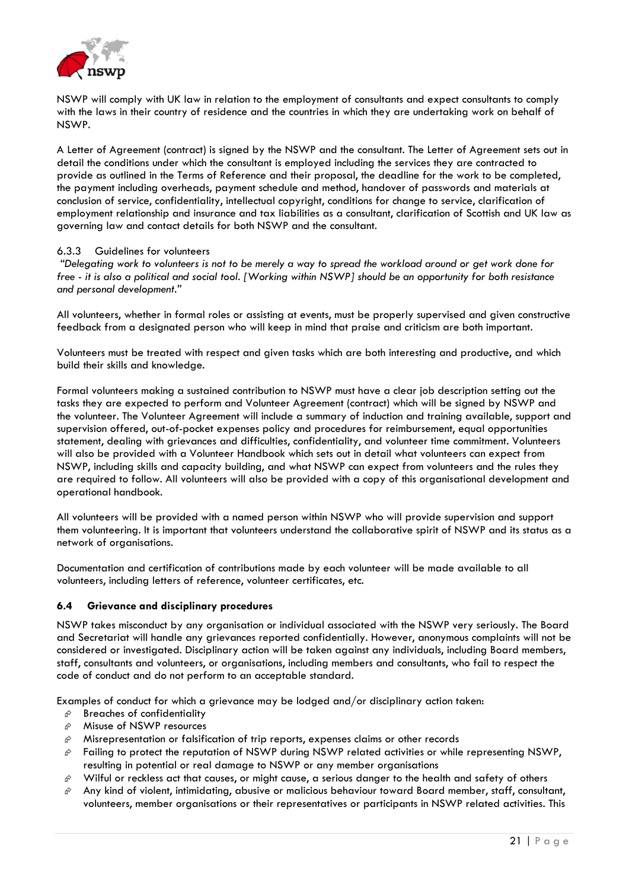NSWP will comply with UK law in relation to the employment of consultants and expect consultants to comply with the laws in their country of residence and the countries in which they are undertaking work on behalf of NSWP.

A Letter of Agreement (contract) is signed by the NSWP and the consultant. The Letter of Agreement sets out in detail the conditions under which the consultant is employed including the services they are contracted to provide as outlined in the Terms of Reference and their proposal, the deadline for the work to be completed, the payment including overheads, payment schedule and method, handover of passwords and materials at conclusion of service, confidentiality, intellectual copyright, conditions for change to service, clarification of employment relationship and insurance and tax liabilities as a consultant, clarification of Scottish and UK law as governing law and contact details for both NSWP and the consultant.

#### 6.3.3 Guidelines for volunteers

*"Delegating work to volunteers is not to be merely a way to spread the workload around or get work done for free - it is also a political and social tool. [Working within NSWP] should be an opportunity for both resistance and personal development."*

All volunteers, whether in formal roles or assisting at events, must be properly supervised and given constructive feedback from a designated person who will keep in mind that praise and criticism are both important.

Volunteers must be treated with respect and given tasks which are both interesting and productive, and which build their skills and knowledge.

Formal volunteers making a sustained contribution to NSWP must have a clear job description setting out the tasks they are expected to perform and Volunteer Agreement (contract) which will be signed by NSWP and the volunteer. The Volunteer Agreement will include a summary of induction and training available, support and supervision offered, out-of-pocket expenses policy and procedures for reimbursement, equal opportunities statement, dealing with grievances and difficulties, confidentiality, and volunteer time commitment. Volunteers will also be provided with a Volunteer Handbook which sets out in detail what volunteers can expect from NSWP, including skills and capacity building, and what NSWP can expect from volunteers and the rules they are required to follow. All volunteers will also be provided with a copy of this organisational development and operational handbook.

All volunteers will be provided with a named person within NSWP who will provide supervision and support them volunteering. It is important that volunteers understand the collaborative spirit of NSWP and its status as a network of organisations.

Documentation and certification of contributions made by each volunteer will be made available to all volunteers, including letters of reference, volunteer certificates, etc.

### 6.4 Grievance and disciplinary procedures

NSWP takes misconduct by any organisation or individual associated with the NSWP very seriously. The Board and Secretariat will handle any grievances reported confidentially. However, anonymous complaints will not be considered or investigated. Disciplinary action will be taken against any individuals, including Board members, staff, consultants and volunteers, or organisations, including members and consultants, who fail to respect the code of conduct and do not perform to an acceptable standard.

Examples of conduct for which a grievance may be lodged and/or disciplinary action taken:

- Breaches of confidentiality
- Misuse of NSWP resources
- Misrepresentation or falsification of trip reports, expenses claims or other records
- Failing to protect the reputation of NSWP during NSWP related activities or while representing NSWP, resulting in potential or real damage to NSWP or any member organisations
- Wilful or reckless act that causes, or might cause, a serious danger to the health and safety of others
- Any kind of violent, intimidating, abusive or malicious behaviour toward Board member, staff, consultant, volunteers, member organisations or their representatives or participants in NSWP related activities. This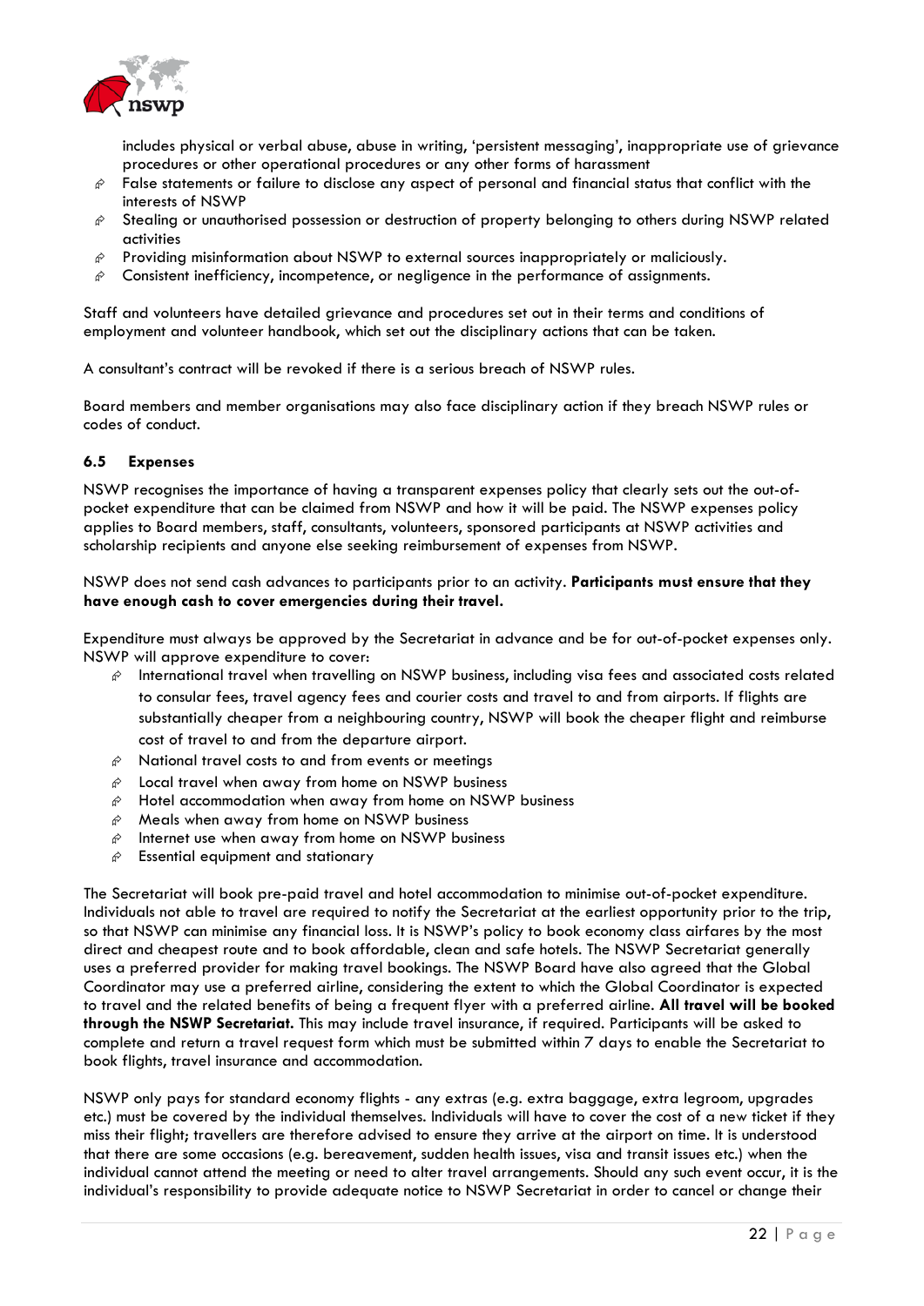includes physical or verbal abuse, abuse in writing, 'persistent messaging', inappropriate use of grievance procedures or other operational procedures or any other forms of harassment

- False statements or failure to disclose any aspect of personal and financial status that conflict with the interests of NSWP
- Stealing or unauthorised possession or destruction of property belonging to others during NSWP related activities
- Providing misinformation about NSWP to external sources inappropriately or maliciously.
- Consistent inefficiency, incompetence, or negligence in the performance of assignments.

Staff and volunteers have detailed grievance and procedures set out in their terms and conditions of employment and volunteer handbook, which set out the disciplinary actions that can be taken.

A consultant's contract will be revoked if there is a serious breach of NSWP rules.

Board members and member organisations may also face disciplinary action if they breach NSWP rules or codes of conduct.

### 6.5 Expenses

NSWP recognises the importance of having a transparent expenses policy that clearly sets out the out-of-pocket expenditure that can be claimed from NSWP and how it will be paid. The NSWP expenses policy applies to Board members, staff, consultants, volunteers, sponsored participants at NSWP activities and scholarship recipients and anyone else seeking reimbursement of expenses from NSWP.

NSWP does not send cash advances to participants prior to an activity. **Participants must ensure that they have enough cash to cover emergencies during their travel.**

Expenditure must always be approved by the Secretariat in advance and be for out-of-pocket expenses only. NSWP will approve expenditure to cover:

- International travel when travelling on NSWP business, including visa fees and associated costs related to consular fees, travel agency fees and courier costs and travel to and from airports. If flights are substantially cheaper from a neighbouring country, NSWP will book the cheaper flight and reimburse cost of travel to and from the departure airport.
- National travel costs to and from events or meetings
- Local travel when away from home on NSWP business
- Hotel accommodation when away from home on NSWP business
- Meals when away from home on NSWP business
- Internet use when away from home on NSWP business
- Essential equipment and stationary

The Secretariat will book pre-paid travel and hotel accommodation to minimise out-of-pocket expenditure. Individuals not able to travel are required to notify the Secretariat at the earliest opportunity prior to the trip, so that NSWP can minimise any financial loss. It is NSWP's policy to book economy class airfares by the most direct and cheapest route and to book affordable, clean and safe hotels. The NSWP Secretariat generally uses a preferred provider for making travel bookings. The NSWP Board have also agreed that the Global Coordinator may use a preferred airline, considering the extent to which the Global Coordinator is expected to travel and the related benefits of being a frequent flyer with a preferred airline. **All travel will be booked through the NSWP Secretariat.** This may include travel insurance, if required. Participants will be asked to complete and return a travel request form which must be submitted within 7 days to enable the Secretariat to book flights, travel insurance and accommodation.

NSWP only pays for standard economy flights - any extras (e.g. extra baggage, extra legroom, upgrades etc.) must be covered by the individual themselves. Individuals will have to cover the cost of a new ticket if they miss their flight; travellers are therefore advised to ensure they arrive at the airport on time. It is understood that there are some occasions (e.g. bereavement, sudden health issues, visa and transit issues etc.) when the individual cannot attend the meeting or need to alter travel arrangements. Should any such event occur, it is the individual's responsibility to provide adequate notice to NSWP Secretariat in order to cancel or change their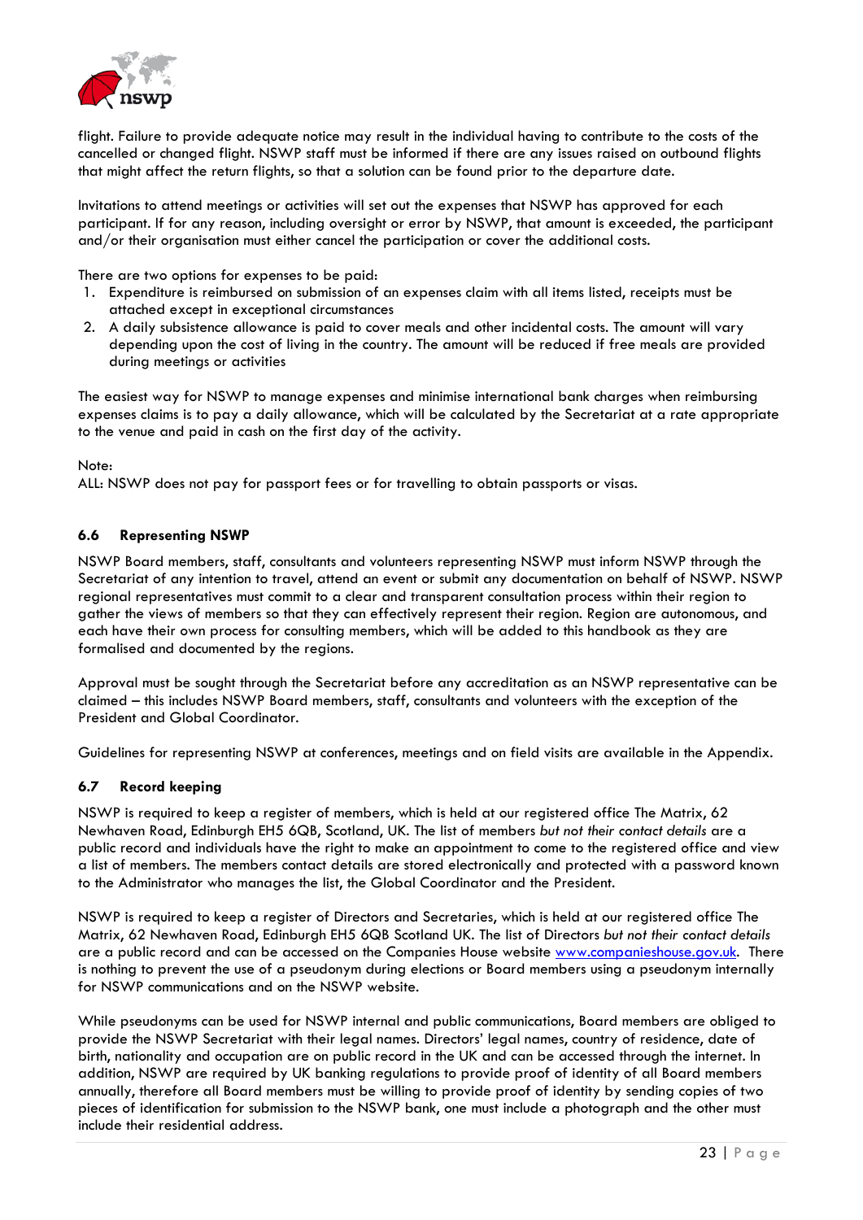flight. Failure to provide adequate notice may result in the individual having to contribute to the costs of the cancelled or changed flight. NSWP staff must be informed if there are any issues raised on outbound flights that might affect the return flights, so that a solution can be found prior to the departure date.

Invitations to attend meetings or activities will set out the expenses that NSWP has approved for each participant. If for any reason, including oversight or error by NSWP, that amount is exceeded, the participant and/or their organisation must either cancel the participation or cover the additional costs.

There are two options for expenses to be paid:

1. Expenditure is reimbursed on submission of an expenses claim with all items listed, receipts must be attached except in exceptional circumstances
2. A daily subsistence allowance is paid to cover meals and other incidental costs. The amount will vary depending upon the cost of living in the country. The amount will be reduced if free meals are provided during meetings or activities

The easiest way for NSWP to manage expenses and minimise international bank charges when reimbursing expenses claims is to pay a daily allowance, which will be calculated by the Secretariat at a rate appropriate to the venue and paid in cash on the first day of the activity.

Note:
ALL: NSWP does not pay for passport fees or for travelling to obtain passports or visas.

### 6.6 Representing NSWP

NSWP Board members, staff, consultants and volunteers representing NSWP must inform NSWP through the Secretariat of any intention to travel, attend an event or submit any documentation on behalf of NSWP. NSWP regional representatives must commit to a clear and transparent consultation process within their region to gather the views of members so that they can effectively represent their region. Region are autonomous, and each have their own process for consulting members, which will be added to this handbook as they are formalised and documented by the regions.

Approval must be sought through the Secretariat before any accreditation as an NSWP representative can be claimed – this includes NSWP Board members, staff, consultants and volunteers with the exception of the President and Global Coordinator.

Guidelines for representing NSWP at conferences, meetings and on field visits are available in the Appendix.

### 6.7 Record keeping

NSWP is required to keep a register of members, which is held at our registered office The Matrix, 62 Newhaven Road, Edinburgh EH5 6QB, Scotland, UK. The list of members *but not their contact details* are a public record and individuals have the right to make an appointment to come to the registered office and view a list of members. The members contact details are stored electronically and protected with a password known to the Administrator who manages the list, the Global Coordinator and the President.

NSWP is required to keep a register of Directors and Secretaries, which is held at our registered office The Matrix, 62 Newhaven Road, Edinburgh EH5 6QB Scotland UK. The list of Directors *but not their contact details* are a public record and can be accessed on the Companies House website [www.companieshouse.gov.uk](http://www.companieshouse.gov.uk). There is nothing to prevent the use of a pseudonym during elections or Board members using a pseudonym internally for NSWP communications and on the NSWP website.

While pseudonyms can be used for NSWP internal and public communications, Board members are obliged to provide the NSWP Secretariat with their legal names. Directors' legal names, country of residence, date of birth, nationality and occupation are on public record in the UK and can be accessed through the internet. In addition, NSWP are required by UK banking regulations to provide proof of identity of all Board members annually, therefore all Board members must be willing to provide proof of identity by sending copies of two pieces of identification for submission to the NSWP bank, one must include a photograph and the other must include their residential address.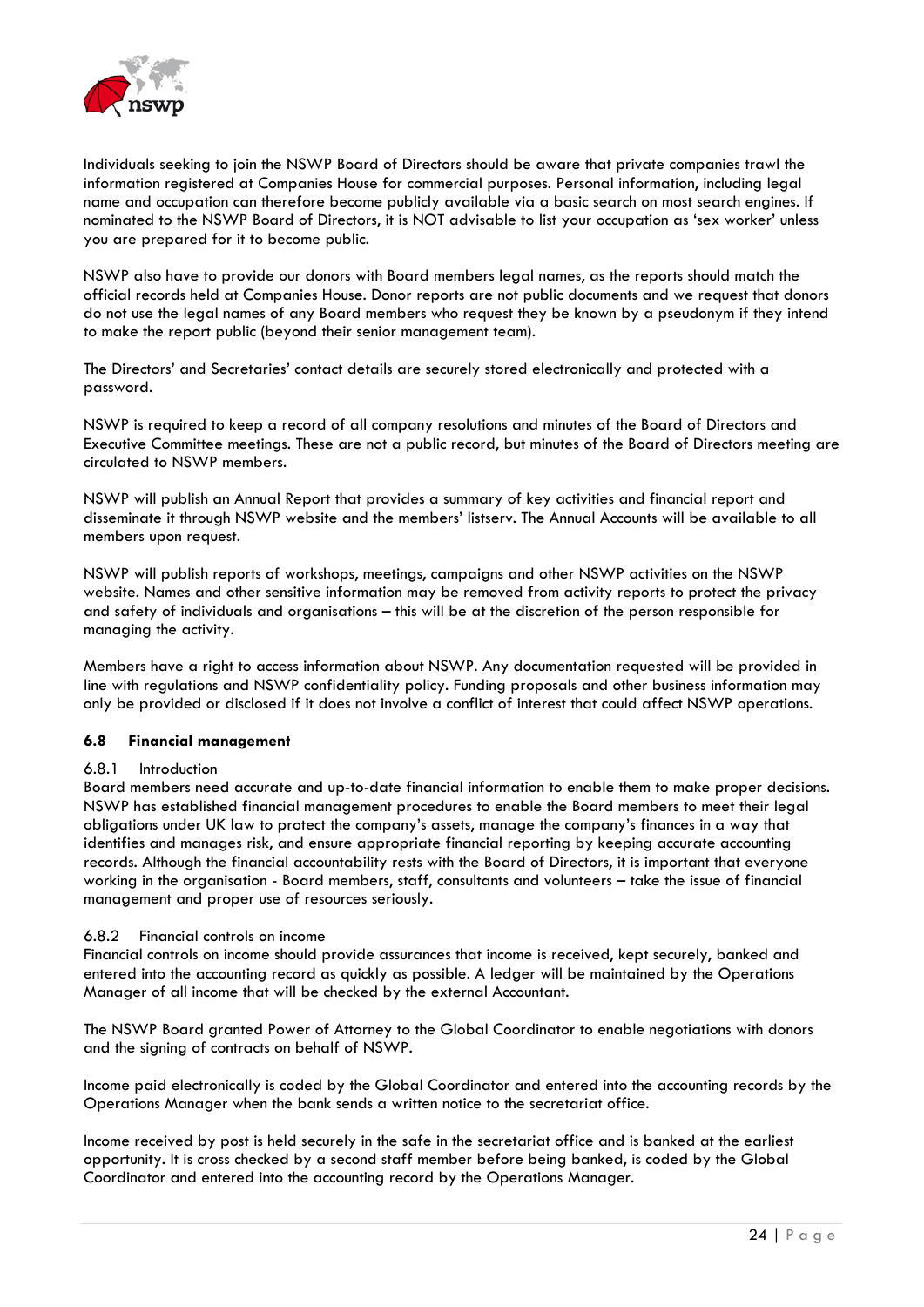Individuals seeking to join the NSWP Board of Directors should be aware that private companies trawl the information registered at Companies House for commercial purposes. Personal information, including legal name and occupation can therefore become publicly available via a basic search on most search engines. If nominated to the NSWP Board of Directors, it is NOT advisable to list your occupation as 'sex worker' unless you are prepared for it to become public.

NSWP also have to provide our donors with Board members legal names, as the reports should match the official records held at Companies House. Donor reports are not public documents and we request that donors do not use the legal names of any Board members who request they be known by a pseudonym if they intend to make the report public (beyond their senior management team).

The Directors' and Secretaries' contact details are securely stored electronically and protected with a password.

NSWP is required to keep a record of all company resolutions and minutes of the Board of Directors and Executive Committee meetings. These are not a public record, but minutes of the Board of Directors meeting are circulated to NSWP members.

NSWP will publish an Annual Report that provides a summary of key activities and financial report and disseminate it through NSWP website and the members' listserv. The Annual Accounts will be available to all members upon request.

NSWP will publish reports of workshops, meetings, campaigns and other NSWP activities on the NSWP website. Names and other sensitive information may be removed from activity reports to protect the privacy and safety of individuals and organisations – this will be at the discretion of the person responsible for managing the activity.

Members have a right to access information about NSWP. Any documentation requested will be provided in line with regulations and NSWP confidentiality policy. Funding proposals and other business information may only be provided or disclosed if it does not involve a conflict of interest that could affect NSWP operations.

### 6.8 Financial management

#### 6.8.1 Introduction

Board members need accurate and up-to-date financial information to enable them to make proper decisions. NSWP has established financial management procedures to enable the Board members to meet their legal obligations under UK law to protect the company's assets, manage the company's finances in a way that identifies and manages risk, and ensure appropriate financial reporting by keeping accurate accounting records. Although the financial accountability rests with the Board of Directors, it is important that everyone working in the organisation - Board members, staff, consultants and volunteers – take the issue of financial management and proper use of resources seriously.

#### 6.8.2 Financial controls on income

Financial controls on income should provide assurances that income is received, kept securely, banked and entered into the accounting record as quickly as possible. A ledger will be maintained by the Operations Manager of all income that will be checked by the external Accountant.

The NSWP Board granted Power of Attorney to the Global Coordinator to enable negotiations with donors and the signing of contracts on behalf of NSWP.

Income paid electronically is coded by the Global Coordinator and entered into the accounting records by the Operations Manager when the bank sends a written notice to the secretariat office.

Income received by post is held securely in the safe in the secretariat office and is banked at the earliest opportunity. It is cross checked by a second staff member before being banked, is coded by the Global Coordinator and entered into the accounting record by the Operations Manager.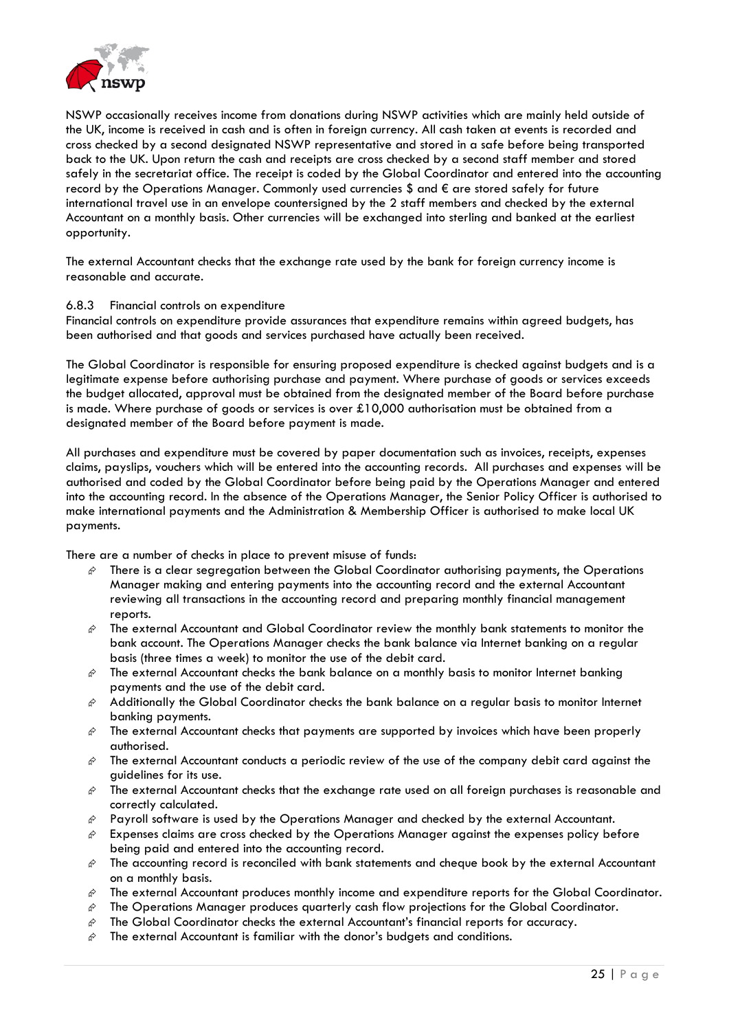NSWP occasionally receives income from donations during NSWP activities which are mainly held outside of the UK, income is received in cash and is often in foreign currency. All cash taken at events is recorded and cross checked by a second designated NSWP representative and stored in a safe before being transported back to the UK. Upon return the cash and receipts are cross checked by a second staff member and stored safely in the secretariat office. The receipt is coded by the Global Coordinator and entered into the accounting record by the Operations Manager. Commonly used currencies $ and € are stored safely for future international travel use in an envelope countersigned by the 2 staff members and checked by the external Accountant on a monthly basis. Other currencies will be exchanged into sterling and banked at the earliest opportunity.

The external Accountant checks that the exchange rate used by the bank for foreign currency income is reasonable and accurate.

#### 6.8.3 Financial controls on expenditure

Financial controls on expenditure provide assurances that expenditure remains within agreed budgets, has been authorised and that goods and services purchased have actually been received.

The Global Coordinator is responsible for ensuring proposed expenditure is checked against budgets and is a legitimate expense before authorising purchase and payment. Where purchase of goods or services exceeds the budget allocated, approval must be obtained from the designated member of the Board before purchase is made. Where purchase of goods or services is over £10,000 authorisation must be obtained from a designated member of the Board before payment is made.

All purchases and expenditure must be covered by paper documentation such as invoices, receipts, expenses claims, payslips, vouchers which will be entered into the accounting records. All purchases and expenses will be authorised and coded by the Global Coordinator before being paid by the Operations Manager and entered into the accounting record. In the absence of the Operations Manager, the Senior Policy Officer is authorised to make international payments and the Administration & Membership Officer is authorised to make local UK payments.

There are a number of checks in place to prevent misuse of funds:

- There is a clear segregation between the Global Coordinator authorising payments, the Operations Manager making and entering payments into the accounting record and the external Accountant reviewing all transactions in the accounting record and preparing monthly financial management reports.
- The external Accountant and Global Coordinator review the monthly bank statements to monitor the bank account. The Operations Manager checks the bank balance via Internet banking on a regular basis (three times a week) to monitor the use of the debit card.
- The external Accountant checks the bank balance on a monthly basis to monitor Internet banking payments and the use of the debit card.
- Additionally the Global Coordinator checks the bank balance on a regular basis to monitor Internet banking payments.
- The external Accountant checks that payments are supported by invoices which have been properly authorised.
- The external Accountant conducts a periodic review of the use of the company debit card against the guidelines for its use.
- The external Accountant checks that the exchange rate used on all foreign purchases is reasonable and correctly calculated.
- Payroll software is used by the Operations Manager and checked by the external Accountant.
- Expenses claims are cross checked by the Operations Manager against the expenses policy before being paid and entered into the accounting record.
- The accounting record is reconciled with bank statements and cheque book by the external Accountant on a monthly basis.
- The external Accountant produces monthly income and expenditure reports for the Global Coordinator.
- The Operations Manager produces quarterly cash flow projections for the Global Coordinator.
- The Global Coordinator checks the external Accountant's financial reports for accuracy.
- The external Accountant is familiar with the donor's budgets and conditions.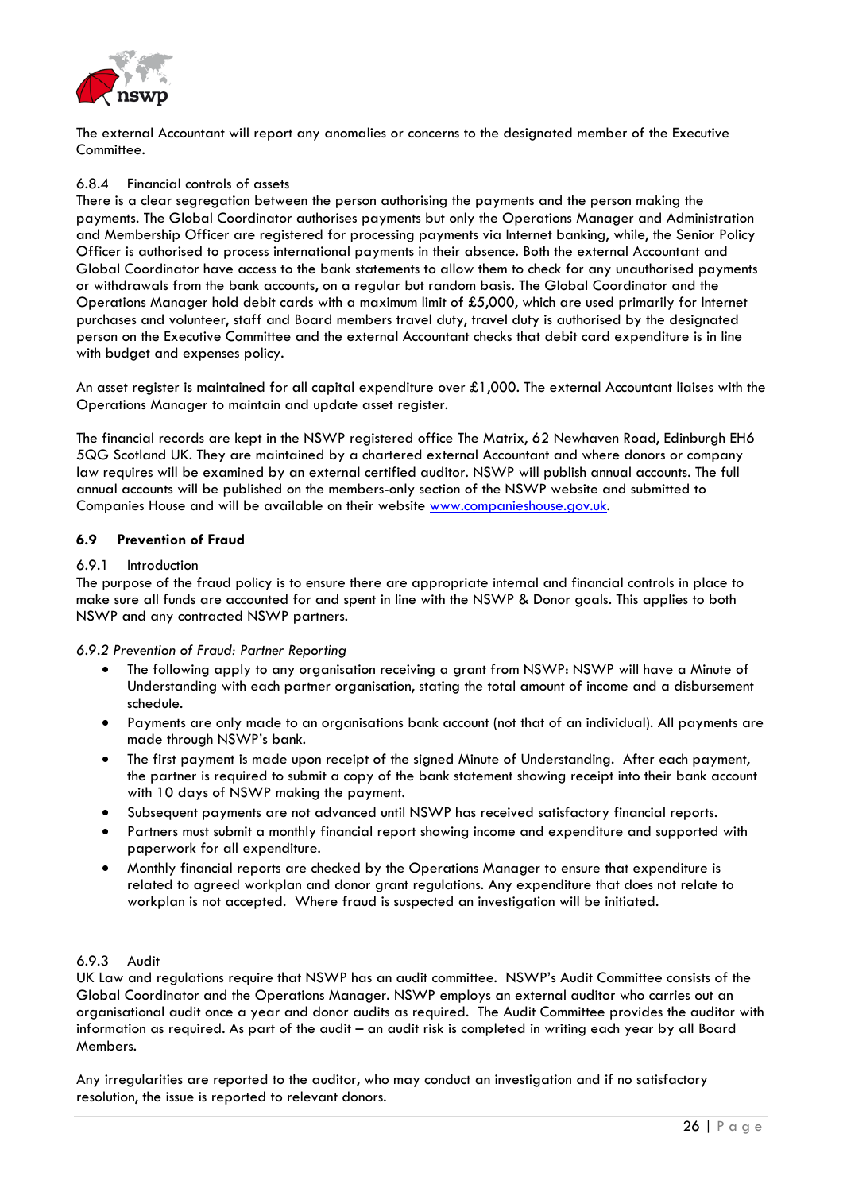The external Accountant will report any anomalies or concerns to the designated member of the Executive Committee.

#### 6.8.4 Financial controls of assets

There is a clear segregation between the person authorising the payments and the person making the payments. The Global Coordinator authorises payments but only the Operations Manager and Administration and Membership Officer are registered for processing payments via Internet banking, while, the Senior Policy Officer is authorised to process international payments in their absence. Both the external Accountant and Global Coordinator have access to the bank statements to allow them to check for any unauthorised payments or withdrawals from the bank accounts, on a regular but random basis. The Global Coordinator and the Operations Manager hold debit cards with a maximum limit of £5,000, which are used primarily for Internet purchases and volunteer, staff and Board members travel duty, travel duty is authorised by the designated person on the Executive Committee and the external Accountant checks that debit card expenditure is in line with budget and expenses policy.

An asset register is maintained for all capital expenditure over £1,000. The external Accountant liaises with the Operations Manager to maintain and update asset register.

The financial records are kept in the NSWP registered office The Matrix, 62 Newhaven Road, Edinburgh EH6 5QG Scotland UK. They are maintained by a chartered external Accountant and where donors or company law requires will be examined by an external certified auditor. NSWP will publish annual accounts. The full annual accounts will be published on the members-only section of the NSWP website and submitted to Companies House and will be available on their website www.companieshouse.gov.uk.

### 6.9 Prevention of Fraud

#### 6.9.1 Introduction

The purpose of the fraud policy is to ensure there are appropriate internal and financial controls in place to make sure all funds are accounted for and spent in line with the NSWP & Donor goals. This applies to both NSWP and any contracted NSWP partners.

#### *6.9.2 Prevention of Fraud: Partner Reporting*

- The following apply to any organisation receiving a grant from NSWP: NSWP will have a Minute of Understanding with each partner organisation, stating the total amount of income and a disbursement schedule.
- Payments are only made to an organisations bank account (not that of an individual). All payments are made through NSWP's bank.
- The first payment is made upon receipt of the signed Minute of Understanding. After each payment, the partner is required to submit a copy of the bank statement showing receipt into their bank account with 10 days of NSWP making the payment.
- Subsequent payments are not advanced until NSWP has received satisfactory financial reports.
- Partners must submit a monthly financial report showing income and expenditure and supported with paperwork for all expenditure.
- Monthly financial reports are checked by the Operations Manager to ensure that expenditure is related to agreed workplan and donor grant regulations. Any expenditure that does not relate to workplan is not accepted. Where fraud is suspected an investigation will be initiated.

#### 6.9.3 Audit

UK Law and regulations require that NSWP has an audit committee. NSWP's Audit Committee consists of the Global Coordinator and the Operations Manager. NSWP employs an external auditor who carries out an organisational audit once a year and donor audits as required. The Audit Committee provides the auditor with information as required. As part of the audit – an audit risk is completed in writing each year by all Board Members.

Any irregularities are reported to the auditor, who may conduct an investigation and if no satisfactory resolution, the issue is reported to relevant donors.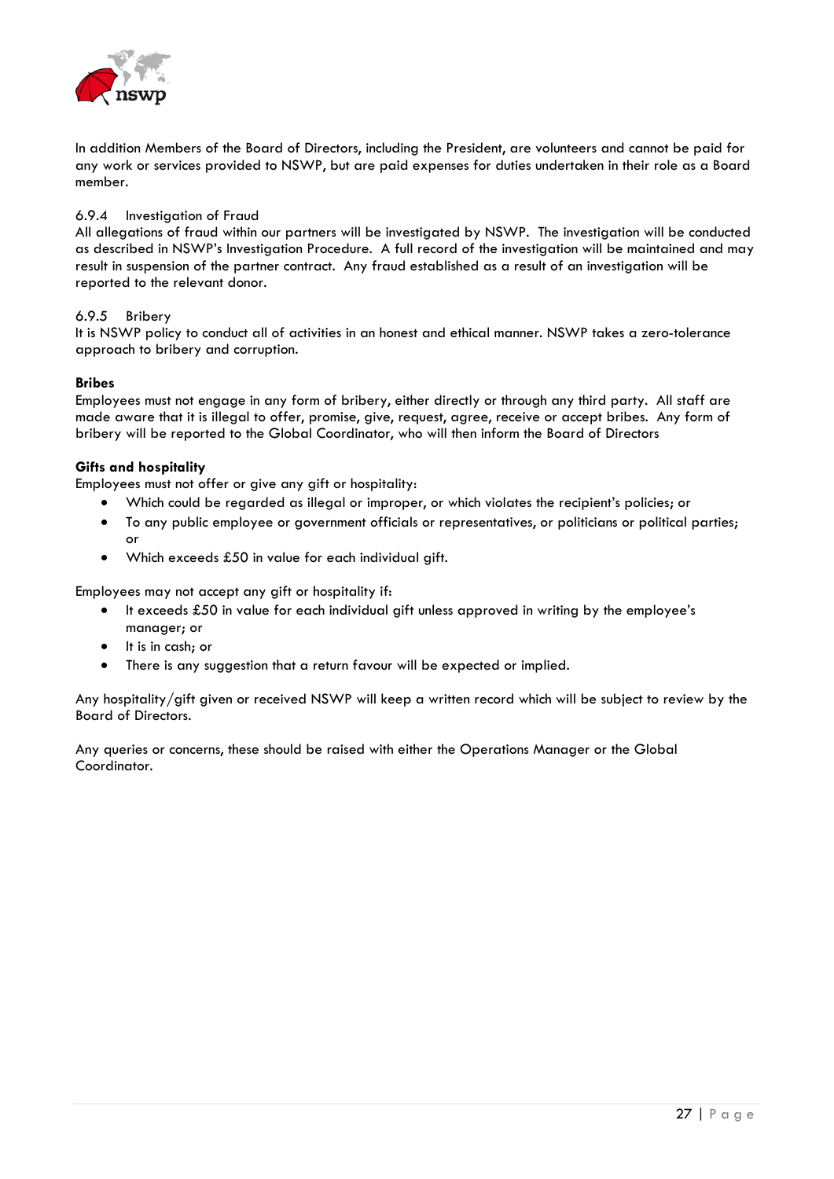In addition Members of the Board of Directors, including the President, are volunteers and cannot be paid for any work or services provided to NSWP, but are paid expenses for duties undertaken in their role as a Board member.

#### 6.9.4 Investigation of Fraud

All allegations of fraud within our partners will be investigated by NSWP. The investigation will be conducted as described in NSWP's Investigation Procedure. A full record of the investigation will be maintained and may result in suspension of the partner contract. Any fraud established as a result of an investigation will be reported to the relevant donor.

#### 6.9.5 Bribery

It is NSWP policy to conduct all of activities in an honest and ethical manner. NSWP takes a zero-tolerance approach to bribery and corruption.

**Bribes**

Employees must not engage in any form of bribery, either directly or through any third party. All staff are made aware that it is illegal to offer, promise, give, request, agree, receive or accept bribes. Any form of bribery will be reported to the Global Coordinator, who will then inform the Board of Directors

**Gifts and hospitality**

Employees must not offer or give any gift or hospitality:

- Which could be regarded as illegal or improper, or which violates the recipient's policies; or
- To any public employee or government officials or representatives, or politicians or political parties; or
- Which exceeds £50 in value for each individual gift.

Employees may not accept any gift or hospitality if:

- It exceeds £50 in value for each individual gift unless approved in writing by the employee's manager; or
- It is in cash; or
- There is any suggestion that a return favour will be expected or implied.

Any hospitality/gift given or received NSWP will keep a written record which will be subject to review by the Board of Directors.

Any queries or concerns, these should be raised with either the Operations Manager or the Global Coordinator.